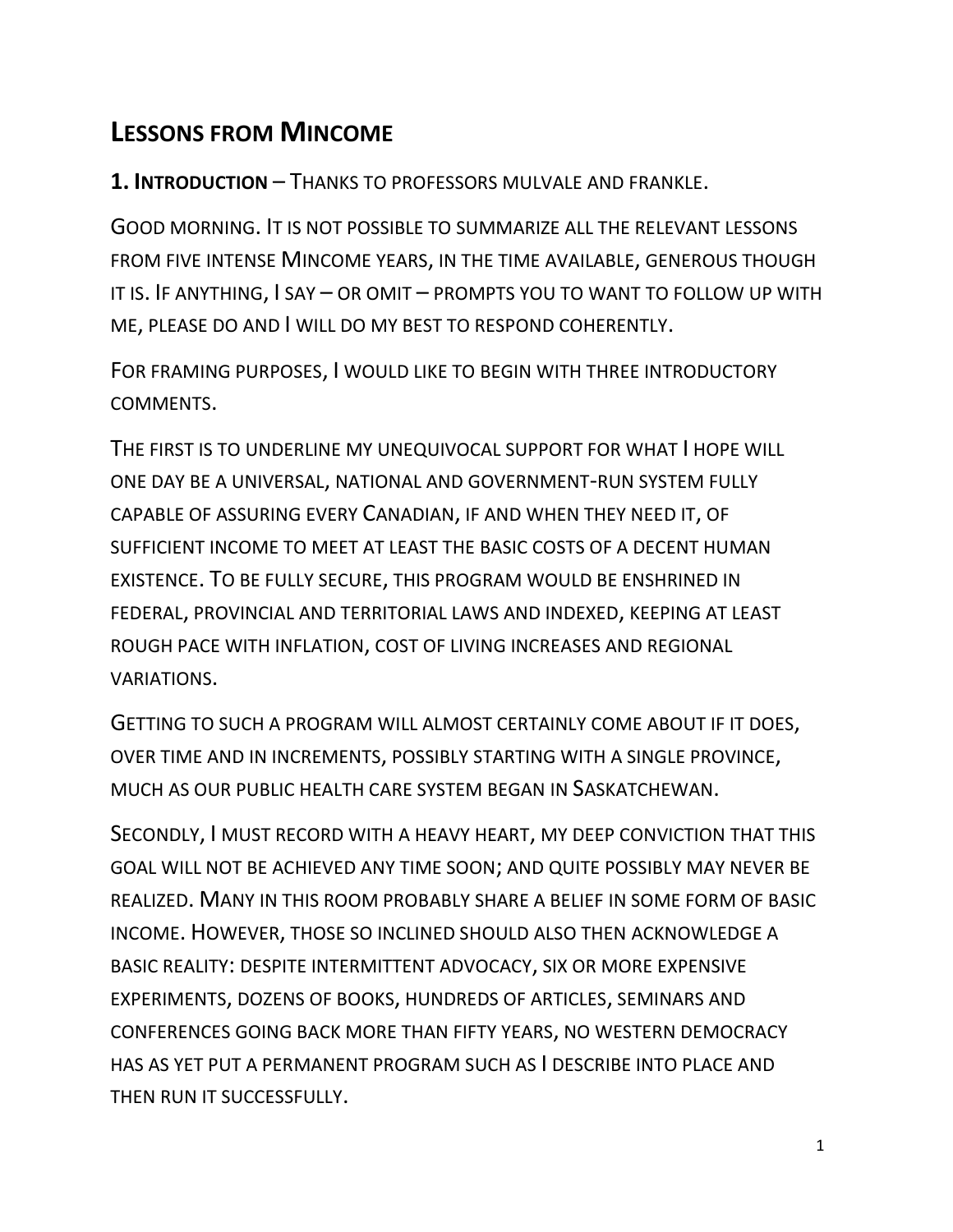# LESSONS FROM MINCOME

**1. INTRODUCTION** – THANKS TO PROFESSORS MULVALE AND FRANKLE.

GOOD MORNING. IT IS NOT POSSIBLE TO SUMMARIZE ALL THE RELEVANT LESSONS FROM FIVE INTENSE MINCOME YEARS, IN THE TIME AVAILABLE, GENEROUS THOUGH IT IS. IF ANYTHING, I SAY – OR OMIT – PROMPTS YOU TO WANT TO FOLLOW UP WITH ME, PLEASE DO AND I WILL DO MY BEST TO RESPOND COHERENTLY.

FOR FRAMING PURPOSES, I WOULD LIKE TO BEGIN WITH THREE INTRODUCTORY COMMENTS.

THE FIRST IS TO UNDERLINE MY UNEQUIVOCAL SUPPORT FOR WHAT I HOPE WILL ONE DAY BE A UNIVERSAL, NATIONAL AND GOVERNMENT-RUN SYSTEM FULLY CAPABLE OF ASSURING EVERY CANADIAN, IF AND WHEN THEY NEED IT, OF SUFFICIENT INCOME TO MEET AT LEAST THE BASIC COSTS OF A DECENT HUMAN EXISTENCE. TO BE FULLY SECURE, THIS PROGRAM WOULD BE ENSHRINED IN FEDERAL, PROVINCIAL AND TERRITORIAL LAWS AND INDEXED, KEEPING AT LEAST ROUGH PACE WITH INFLATION, COST OF LIVING INCREASES AND REGIONAL VARIATIONS.

GETTING TO SUCH A PROGRAM WILL ALMOST CERTAINLY COME ABOUT IF IT DOES, OVER TIME AND IN INCREMENTS, POSSIBLY STARTING WITH A SINGLE PROVINCE, MUCH AS OUR PUBLIC HEALTH CARE SYSTEM BEGAN IN SASKATCHEWAN.

SECONDLY, I MUST RECORD WITH A HEAVY HEART, MY DEEP CONVICTION THAT THIS GOAL WILL NOT BE ACHIEVED ANY TIME SOON; AND QUITE POSSIBLY MAY NEVER BE REALIZED. MANY IN THIS ROOM PROBABLY SHARE A BELIEF IN SOME FORM OF BASIC INCOME. HOWEVER, THOSE SO INCLINED SHOULD ALSO THEN ACKNOWLEDGE A BASIC REALITY: DESPITE INTERMITTENT ADVOCACY, SIX OR MORE EXPENSIVE EXPERIMENTS, DOZENS OF BOOKS, HUNDREDS OF ARTICLES, SEMINARS AND CONFERENCES GOING BACK MORE THAN FIFTY YEARS, NO WESTERN DEMOCRACY HAS AS YET PUT A PERMANENT PROGRAM SUCH AS I DESCRIBE INTO PLACE AND THEN RUN IT SUCCESSFULLY.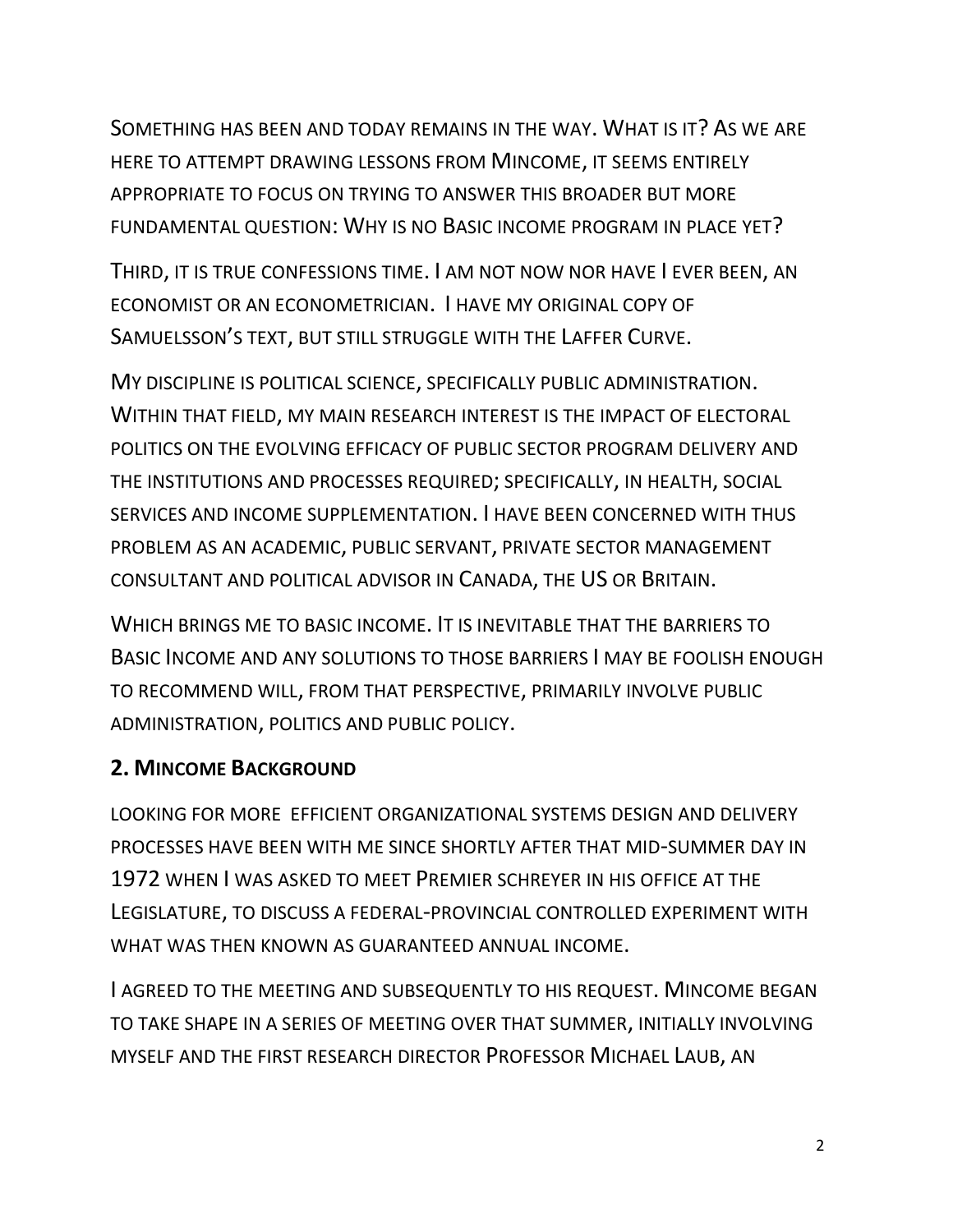Something has been and today remains in the way. What is it? As we are here to attempt drawing lessons from Mincome, it seems entirely appropriate to focus on trying to answer this broader but more fundamental question: Why is no Basic income program in place yet?

Third, it is true confessions time. I am not now nor have I ever been, an economist or an econometrician. I have my original copy of Samuelsson's text, but still struggle with the Laffer Curve.

My discipline is political science, specifically public administration. Within that field, my main research interest is the impact of electoral politics on the evolving efficacy of public sector program delivery and the institutions and processes required; specifically, in health, social services and income supplementation. I have been concerned with thus problem as an academic, public servant, private sector management consultant and political advisor in Canada, the US or Britain.

Which brings me to basic income. It is inevitable that the barriers to Basic Income and any solutions to those barriers I may be foolish enough to recommend will, from that perspective, primarily involve public administration, politics and public policy.

## 2. Mincome Background

Looking for more efficient organizational systems design and delivery processes have been with me since shortly after that mid-summer day in 1972 when I was asked to meet Premier Schreyer in his office at the Legislature, to discuss a federal-provincial controlled experiment with what was then known as guaranteed annual income.

I agreed to the meeting and subsequently to his request. Mincome began to take shape in a series of meeting over that summer, initially involving myself and the first research director Professor Michael Laub, an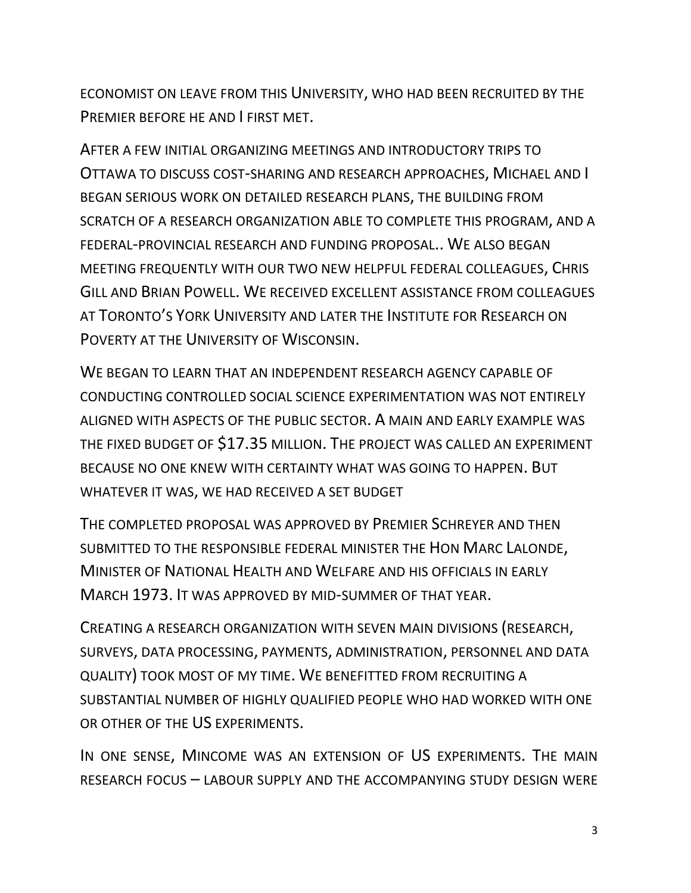ECONOMIST ON LEAVE FROM THIS UNIVERSITY, WHO HAD BEEN RECRUITED BY THE PREMIER BEFORE HE AND I FIRST MET.

AFTER A FEW INITIAL ORGANIZING MEETINGS AND INTRODUCTORY TRIPS TO OTTAWA TO DISCUSS COST-SHARING AND RESEARCH APPROACHES, MICHAEL AND I BEGAN SERIOUS WORK ON DETAILED RESEARCH PLANS, THE BUILDING FROM SCRATCH OF A RESEARCH ORGANIZATION ABLE TO COMPLETE THIS PROGRAM, AND A FEDERAL-PROVINCIAL RESEARCH AND FUNDING PROPOSAL.. WE ALSO BEGAN MEETING FREQUENTLY WITH OUR TWO NEW HELPFUL FEDERAL COLLEAGUES, CHRIS GILL AND BRIAN POWELL. WE RECEIVED EXCELLENT ASSISTANCE FROM COLLEAGUES AT TORONTO'S YORK UNIVERSITY AND LATER THE INSTITUTE FOR RESEARCH ON POVERTY AT THE UNIVERSITY OF WISCONSIN.

WE BEGAN TO LEARN THAT AN INDEPENDENT RESEARCH AGENCY CAPABLE OF CONDUCTING CONTROLLED SOCIAL SCIENCE EXPERIMENTATION WAS NOT ENTIRELY ALIGNED WITH ASPECTS OF THE PUBLIC SECTOR. A MAIN AND EARLY EXAMPLE WAS THE FIXED BUDGET OF $17.35 MILLION. THE PROJECT WAS CALLED AN EXPERIMENT BECAUSE NO ONE KNEW WITH CERTAINTY WHAT WAS GOING TO HAPPEN. BUT WHATEVER IT WAS, WE HAD RECEIVED A SET BUDGET

THE COMPLETED PROPOSAL WAS APPROVED BY PREMIER SCHREYER AND THEN SUBMITTED TO THE RESPONSIBLE FEDERAL MINISTER THE HON MARC LALONDE, MINISTER OF NATIONAL HEALTH AND WELFARE AND HIS OFFICIALS IN EARLY MARCH 1973. IT WAS APPROVED BY MID-SUMMER OF THAT YEAR.

CREATING A RESEARCH ORGANIZATION WITH SEVEN MAIN DIVISIONS (RESEARCH, SURVEYS, DATA PROCESSING, PAYMENTS, ADMINISTRATION, PERSONNEL AND DATA QUALITY) TOOK MOST OF MY TIME. WE BENEFITTED FROM RECRUITING A SUBSTANTIAL NUMBER OF HIGHLY QUALIFIED PEOPLE WHO HAD WORKED WITH ONE OR OTHER OF THE US EXPERIMENTS.

IN ONE SENSE, MINCOME WAS AN EXTENSION OF US EXPERIMENTS. THE MAIN RESEARCH FOCUS – LABOUR SUPPLY AND THE ACCOMPANYING STUDY DESIGN WERE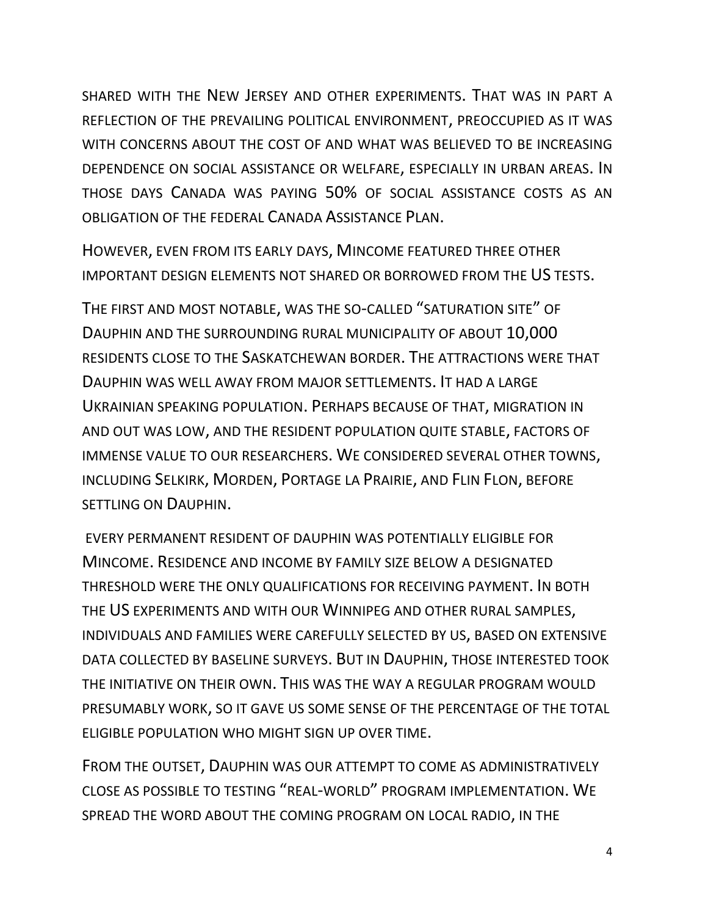SHARED WITH THE NEW JERSEY AND OTHER EXPERIMENTS. THAT WAS IN PART A REFLECTION OF THE PREVAILING POLITICAL ENVIRONMENT, PREOCCUPIED AS IT WAS WITH CONCERNS ABOUT THE COST OF AND WHAT WAS BELIEVED TO BE INCREASING DEPENDENCE ON SOCIAL ASSISTANCE OR WELFARE, ESPECIALLY IN URBAN AREAS. IN THOSE DAYS CANADA WAS PAYING 50% OF SOCIAL ASSISTANCE COSTS AS AN OBLIGATION OF THE FEDERAL CANADA ASSISTANCE PLAN.

HOWEVER, EVEN FROM ITS EARLY DAYS, MINCOME FEATURED THREE OTHER IMPORTANT DESIGN ELEMENTS NOT SHARED OR BORROWED FROM THE US TESTS.

THE FIRST AND MOST NOTABLE, WAS THE SO-CALLED "SATURATION SITE" OF DAUPHIN AND THE SURROUNDING RURAL MUNICIPALITY OF ABOUT 10,000 RESIDENTS CLOSE TO THE SASKATCHEWAN BORDER. THE ATTRACTIONS WERE THAT DAUPHIN WAS WELL AWAY FROM MAJOR SETTLEMENTS. IT HAD A LARGE UKRAINIAN SPEAKING POPULATION. PERHAPS BECAUSE OF THAT, MIGRATION IN AND OUT WAS LOW, AND THE RESIDENT POPULATION QUITE STABLE, FACTORS OF IMMENSE VALUE TO OUR RESEARCHERS. WE CONSIDERED SEVERAL OTHER TOWNS, INCLUDING SELKIRK, MORDEN, PORTAGE LA PRAIRIE, AND FLIN FLON, BEFORE SETTLING ON DAUPHIN.

EVERY PERMANENT RESIDENT OF DAUPHIN WAS POTENTIALLY ELIGIBLE FOR MINCOME. RESIDENCE AND INCOME BY FAMILY SIZE BELOW A DESIGNATED THRESHOLD WERE THE ONLY QUALIFICATIONS FOR RECEIVING PAYMENT. IN BOTH THE US EXPERIMENTS AND WITH OUR WINNIPEG AND OTHER RURAL SAMPLES, INDIVIDUALS AND FAMILIES WERE CAREFULLY SELECTED BY US, BASED ON EXTENSIVE DATA COLLECTED BY BASELINE SURVEYS. BUT IN DAUPHIN, THOSE INTERESTED TOOK THE INITIATIVE ON THEIR OWN. THIS WAS THE WAY A REGULAR PROGRAM WOULD PRESUMABLY WORK, SO IT GAVE US SOME SENSE OF THE PERCENTAGE OF THE TOTAL ELIGIBLE POPULATION WHO MIGHT SIGN UP OVER TIME.

FROM THE OUTSET, DAUPHIN WAS OUR ATTEMPT TO COME AS ADMINISTRATIVELY CLOSE AS POSSIBLE TO TESTING "REAL-WORLD" PROGRAM IMPLEMENTATION. WE SPREAD THE WORD ABOUT THE COMING PROGRAM ON LOCAL RADIO, IN THE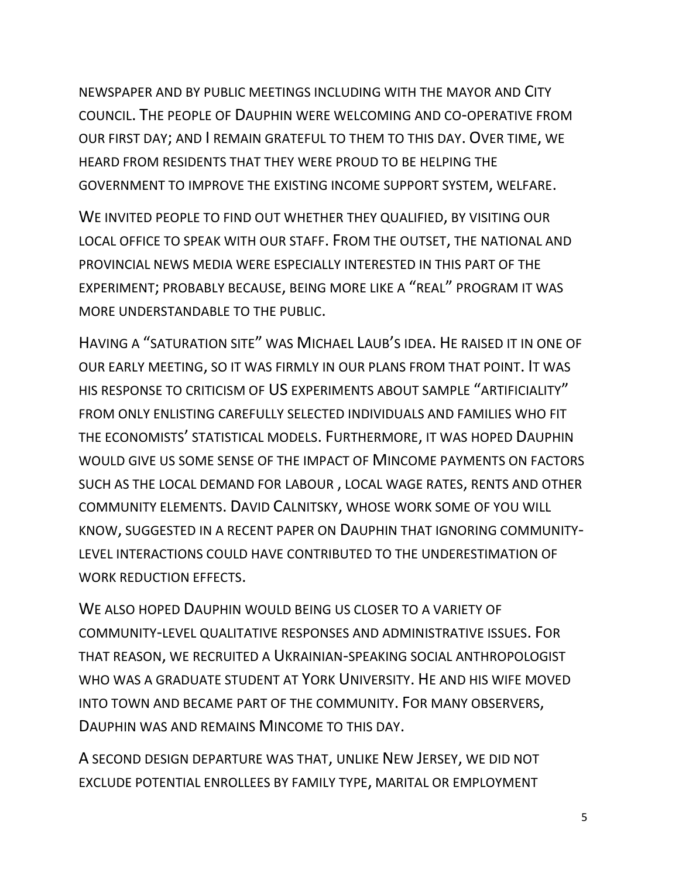NEWSPAPER AND BY PUBLIC MEETINGS INCLUDING WITH THE MAYOR AND CITY COUNCIL. THE PEOPLE OF DAUPHIN WERE WELCOMING AND CO-OPERATIVE FROM OUR FIRST DAY; AND I REMAIN GRATEFUL TO THEM TO THIS DAY. OVER TIME, WE HEARD FROM RESIDENTS THAT THEY WERE PROUD TO BE HELPING THE GOVERNMENT TO IMPROVE THE EXISTING INCOME SUPPORT SYSTEM, WELFARE.

WE INVITED PEOPLE TO FIND OUT WHETHER THEY QUALIFIED, BY VISITING OUR LOCAL OFFICE TO SPEAK WITH OUR STAFF. FROM THE OUTSET, THE NATIONAL AND PROVINCIAL NEWS MEDIA WERE ESPECIALLY INTERESTED IN THIS PART OF THE EXPERIMENT; PROBABLY BECAUSE, BEING MORE LIKE A "REAL" PROGRAM IT WAS MORE UNDERSTANDABLE TO THE PUBLIC.

HAVING A "SATURATION SITE" WAS MICHAEL LAUB'S IDEA. HE RAISED IT IN ONE OF OUR EARLY MEETING, SO IT WAS FIRMLY IN OUR PLANS FROM THAT POINT. IT WAS HIS RESPONSE TO CRITICISM OF US EXPERIMENTS ABOUT SAMPLE "ARTIFICIALITY" FROM ONLY ENLISTING CAREFULLY SELECTED INDIVIDUALS AND FAMILIES WHO FIT THE ECONOMISTS' STATISTICAL MODELS. FURTHERMORE, IT WAS HOPED DAUPHIN WOULD GIVE US SOME SENSE OF THE IMPACT OF MINCOME PAYMENTS ON FACTORS SUCH AS THE LOCAL DEMAND FOR LABOUR , LOCAL WAGE RATES, RENTS AND OTHER COMMUNITY ELEMENTS. DAVID CALNITSKY, WHOSE WORK SOME OF YOU WILL KNOW, SUGGESTED IN A RECENT PAPER ON DAUPHIN THAT IGNORING COMMUNITY-LEVEL INTERACTIONS COULD HAVE CONTRIBUTED TO THE UNDERESTIMATION OF WORK REDUCTION EFFECTS.

WE ALSO HOPED DAUPHIN WOULD BEING US CLOSER TO A VARIETY OF COMMUNITY-LEVEL QUALITATIVE RESPONSES AND ADMINISTRATIVE ISSUES. FOR THAT REASON, WE RECRUITED A UKRAINIAN-SPEAKING SOCIAL ANTHROPOLOGIST WHO WAS A GRADUATE STUDENT AT YORK UNIVERSITY. HE AND HIS WIFE MOVED INTO TOWN AND BECAME PART OF THE COMMUNITY. FOR MANY OBSERVERS, DAUPHIN WAS AND REMAINS MINCOME TO THIS DAY.

A SECOND DESIGN DEPARTURE WAS THAT, UNLIKE NEW JERSEY, WE DID NOT EXCLUDE POTENTIAL ENROLLEES BY FAMILY TYPE, MARITAL OR EMPLOYMENT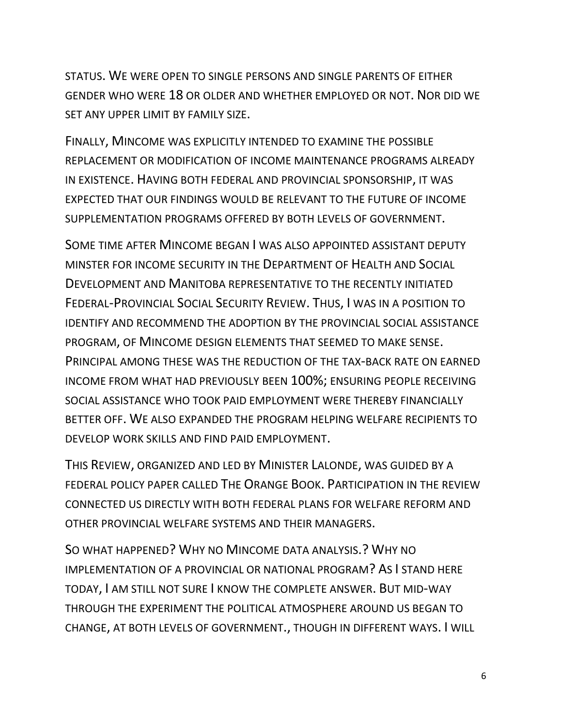STATUS. WE WERE OPEN TO SINGLE PERSONS AND SINGLE PARENTS OF EITHER GENDER WHO WERE 18 OR OLDER AND WHETHER EMPLOYED OR NOT. NOR DID WE SET ANY UPPER LIMIT BY FAMILY SIZE.

FINALLY, MINCOME WAS EXPLICITLY INTENDED TO EXAMINE THE POSSIBLE REPLACEMENT OR MODIFICATION OF INCOME MAINTENANCE PROGRAMS ALREADY IN EXISTENCE. HAVING BOTH FEDERAL AND PROVINCIAL SPONSORSHIP, IT WAS EXPECTED THAT OUR FINDINGS WOULD BE RELEVANT TO THE FUTURE OF INCOME SUPPLEMENTATION PROGRAMS OFFERED BY BOTH LEVELS OF GOVERNMENT.

SOME TIME AFTER MINCOME BEGAN I WAS ALSO APPOINTED ASSISTANT DEPUTY MINSTER FOR INCOME SECURITY IN THE DEPARTMENT OF HEALTH AND SOCIAL DEVELOPMENT AND MANITOBA REPRESENTATIVE TO THE RECENTLY INITIATED FEDERAL-PROVINCIAL SOCIAL SECURITY REVIEW. THUS, I WAS IN A POSITION TO IDENTIFY AND RECOMMEND THE ADOPTION BY THE PROVINCIAL SOCIAL ASSISTANCE PROGRAM, OF MINCOME DESIGN ELEMENTS THAT SEEMED TO MAKE SENSE. PRINCIPAL AMONG THESE WAS THE REDUCTION OF THE TAX-BACK RATE ON EARNED INCOME FROM WHAT HAD PREVIOUSLY BEEN 100%; ENSURING PEOPLE RECEIVING SOCIAL ASSISTANCE WHO TOOK PAID EMPLOYMENT WERE THEREBY FINANCIALLY BETTER OFF. WE ALSO EXPANDED THE PROGRAM HELPING WELFARE RECIPIENTS TO DEVELOP WORK SKILLS AND FIND PAID EMPLOYMENT.

THIS REVIEW, ORGANIZED AND LED BY MINISTER LALONDE, WAS GUIDED BY A FEDERAL POLICY PAPER CALLED THE ORANGE BOOK. PARTICIPATION IN THE REVIEW CONNECTED US DIRECTLY WITH BOTH FEDERAL PLANS FOR WELFARE REFORM AND OTHER PROVINCIAL WELFARE SYSTEMS AND THEIR MANAGERS.

SO WHAT HAPPENED? WHY NO MINCOME DATA ANALYSIS.? WHY NO IMPLEMENTATION OF A PROVINCIAL OR NATIONAL PROGRAM? AS I STAND HERE TODAY, I AM STILL NOT SURE I KNOW THE COMPLETE ANSWER. BUT MID-WAY THROUGH THE EXPERIMENT THE POLITICAL ATMOSPHERE AROUND US BEGAN TO CHANGE, AT BOTH LEVELS OF GOVERNMENT., THOUGH IN DIFFERENT WAYS. I WILL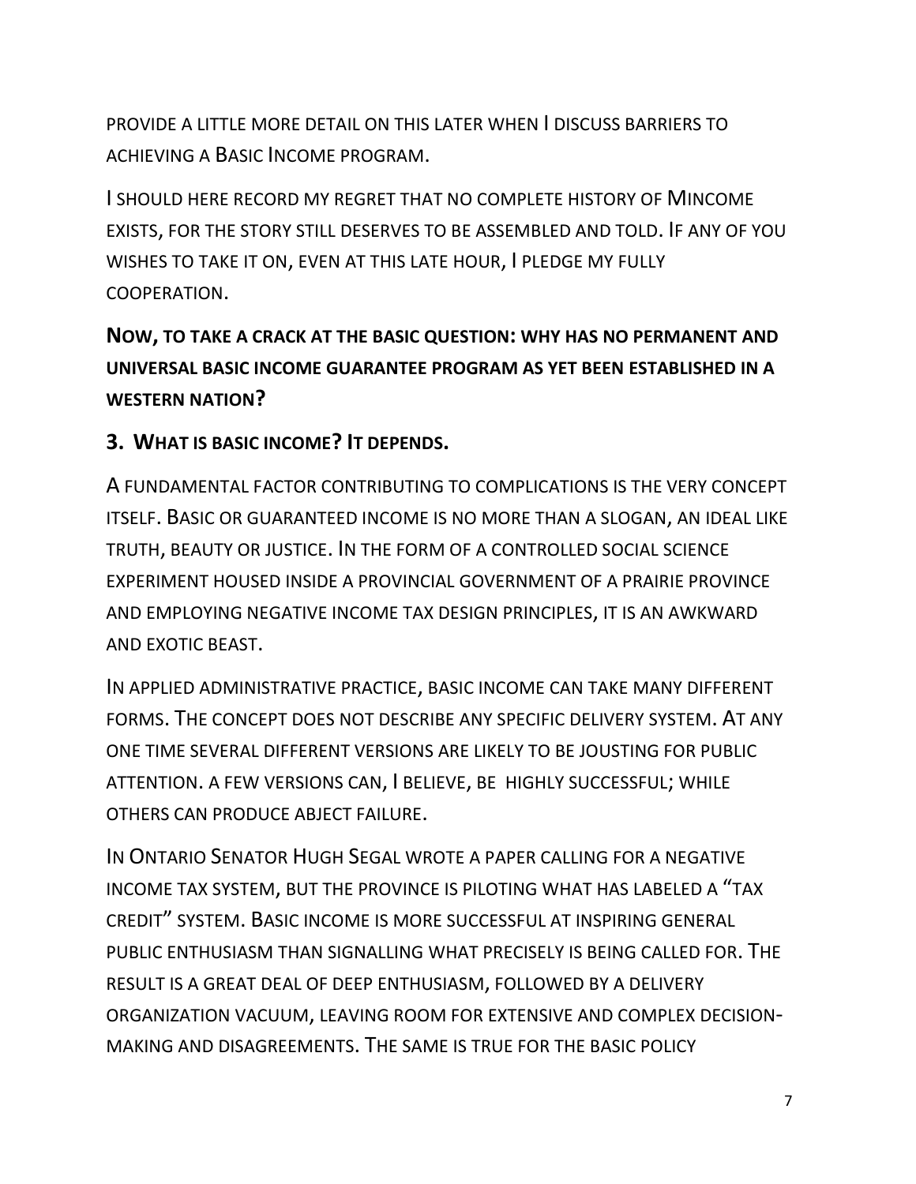PROVIDE A LITTLE MORE DETAIL ON THIS LATER WHEN I DISCUSS BARRIERS TO ACHIEVING A BASIC INCOME PROGRAM.

I SHOULD HERE RECORD MY REGRET THAT NO COMPLETE HISTORY OF MINCOME EXISTS, FOR THE STORY STILL DESERVES TO BE ASSEMBLED AND TOLD. IF ANY OF YOU WISHES TO TAKE IT ON, EVEN AT THIS LATE HOUR, I PLEDGE MY FULLY COOPERATION.

**NOW, TO TAKE A CRACK AT THE BASIC QUESTION: WHY HAS NO PERMANENT AND UNIVERSAL BASIC INCOME GUARANTEE PROGRAM AS YET BEEN ESTABLISHED IN A WESTERN NATION?**

## 3. WHAT IS BASIC INCOME? IT DEPENDS.

A FUNDAMENTAL FACTOR CONTRIBUTING TO COMPLICATIONS IS THE VERY CONCEPT ITSELF. BASIC OR GUARANTEED INCOME IS NO MORE THAN A SLOGAN, AN IDEAL LIKE TRUTH, BEAUTY OR JUSTICE. IN THE FORM OF A CONTROLLED SOCIAL SCIENCE EXPERIMENT HOUSED INSIDE A PROVINCIAL GOVERNMENT OF A PRAIRIE PROVINCE AND EMPLOYING NEGATIVE INCOME TAX DESIGN PRINCIPLES, IT IS AN AWKWARD AND EXOTIC BEAST.

IN APPLIED ADMINISTRATIVE PRACTICE, BASIC INCOME CAN TAKE MANY DIFFERENT FORMS. THE CONCEPT DOES NOT DESCRIBE ANY SPECIFIC DELIVERY SYSTEM. AT ANY ONE TIME SEVERAL DIFFERENT VERSIONS ARE LIKELY TO BE JOUSTING FOR PUBLIC ATTENTION. A FEW VERSIONS CAN, I BELIEVE, BE HIGHLY SUCCESSFUL; WHILE OTHERS CAN PRODUCE ABJECT FAILURE.

IN ONTARIO SENATOR HUGH SEGAL WROTE A PAPER CALLING FOR A NEGATIVE INCOME TAX SYSTEM, BUT THE PROVINCE IS PILOTING WHAT HAS LABELED A "TAX CREDIT" SYSTEM. BASIC INCOME IS MORE SUCCESSFUL AT INSPIRING GENERAL PUBLIC ENTHUSIASM THAN SIGNALLING WHAT PRECISELY IS BEING CALLED FOR. THE RESULT IS A GREAT DEAL OF DEEP ENTHUSIASM, FOLLOWED BY A DELIVERY ORGANIZATION VACUUM, LEAVING ROOM FOR EXTENSIVE AND COMPLEX DECISION-MAKING AND DISAGREEMENTS. THE SAME IS TRUE FOR THE BASIC POLICY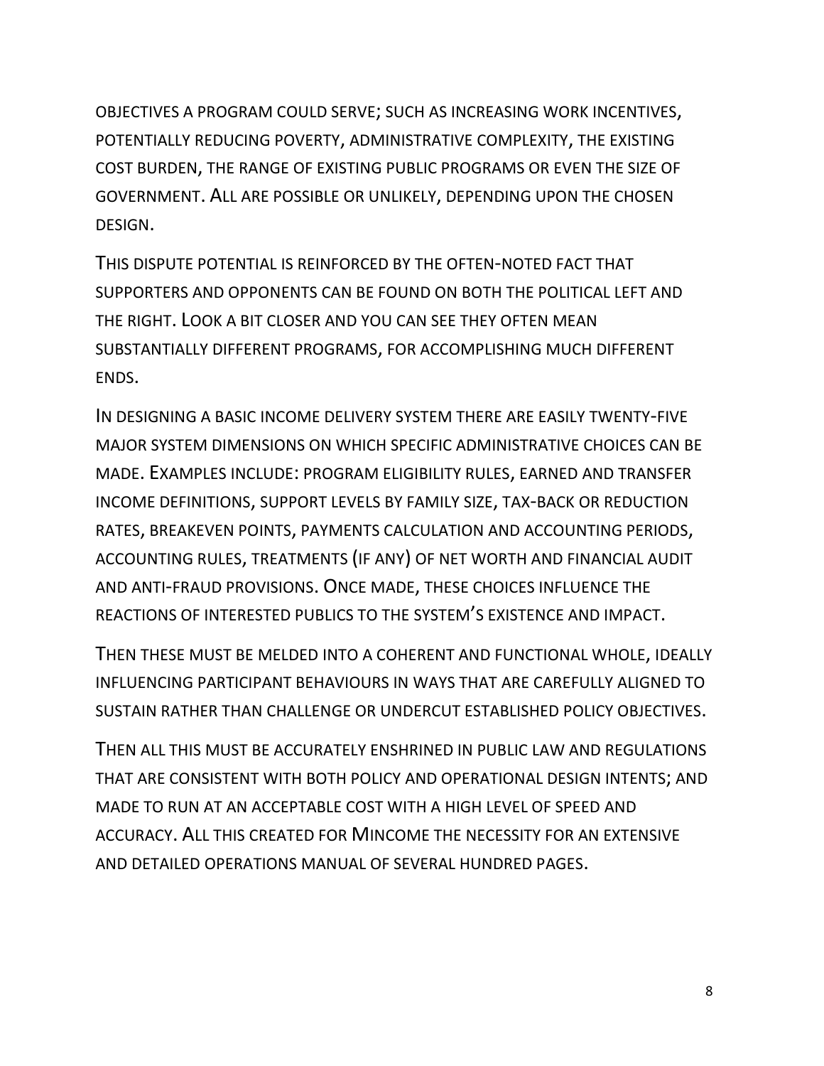OBJECTIVES A PROGRAM COULD SERVE; SUCH AS INCREASING WORK INCENTIVES, POTENTIALLY REDUCING POVERTY, ADMINISTRATIVE COMPLEXITY, THE EXISTING COST BURDEN, THE RANGE OF EXISTING PUBLIC PROGRAMS OR EVEN THE SIZE OF GOVERNMENT. ALL ARE POSSIBLE OR UNLIKELY, DEPENDING UPON THE CHOSEN DESIGN.

THIS DISPUTE POTENTIAL IS REINFORCED BY THE OFTEN-NOTED FACT THAT SUPPORTERS AND OPPONENTS CAN BE FOUND ON BOTH THE POLITICAL LEFT AND THE RIGHT. LOOK A BIT CLOSER AND YOU CAN SEE THEY OFTEN MEAN SUBSTANTIALLY DIFFERENT PROGRAMS, FOR ACCOMPLISHING MUCH DIFFERENT ENDS.

IN DESIGNING A BASIC INCOME DELIVERY SYSTEM THERE ARE EASILY TWENTY-FIVE MAJOR SYSTEM DIMENSIONS ON WHICH SPECIFIC ADMINISTRATIVE CHOICES CAN BE MADE. EXAMPLES INCLUDE: PROGRAM ELIGIBILITY RULES, EARNED AND TRANSFER INCOME DEFINITIONS, SUPPORT LEVELS BY FAMILY SIZE, TAX-BACK OR REDUCTION RATES, BREAKEVEN POINTS, PAYMENTS CALCULATION AND ACCOUNTING PERIODS, ACCOUNTING RULES, TREATMENTS (IF ANY) OF NET WORTH AND FINANCIAL AUDIT AND ANTI-FRAUD PROVISIONS. ONCE MADE, THESE CHOICES INFLUENCE THE REACTIONS OF INTERESTED PUBLICS TO THE SYSTEM'S EXISTENCE AND IMPACT.

THEN THESE MUST BE MELDED INTO A COHERENT AND FUNCTIONAL WHOLE, IDEALLY INFLUENCING PARTICIPANT BEHAVIOURS IN WAYS THAT ARE CAREFULLY ALIGNED TO SUSTAIN RATHER THAN CHALLENGE OR UNDERCUT ESTABLISHED POLICY OBJECTIVES.

THEN ALL THIS MUST BE ACCURATELY ENSHRINED IN PUBLIC LAW AND REGULATIONS THAT ARE CONSISTENT WITH BOTH POLICY AND OPERATIONAL DESIGN INTENTS; AND MADE TO RUN AT AN ACCEPTABLE COST WITH A HIGH LEVEL OF SPEED AND ACCURACY. ALL THIS CREATED FOR MINCOME THE NECESSITY FOR AN EXTENSIVE AND DETAILED OPERATIONS MANUAL OF SEVERAL HUNDRED PAGES.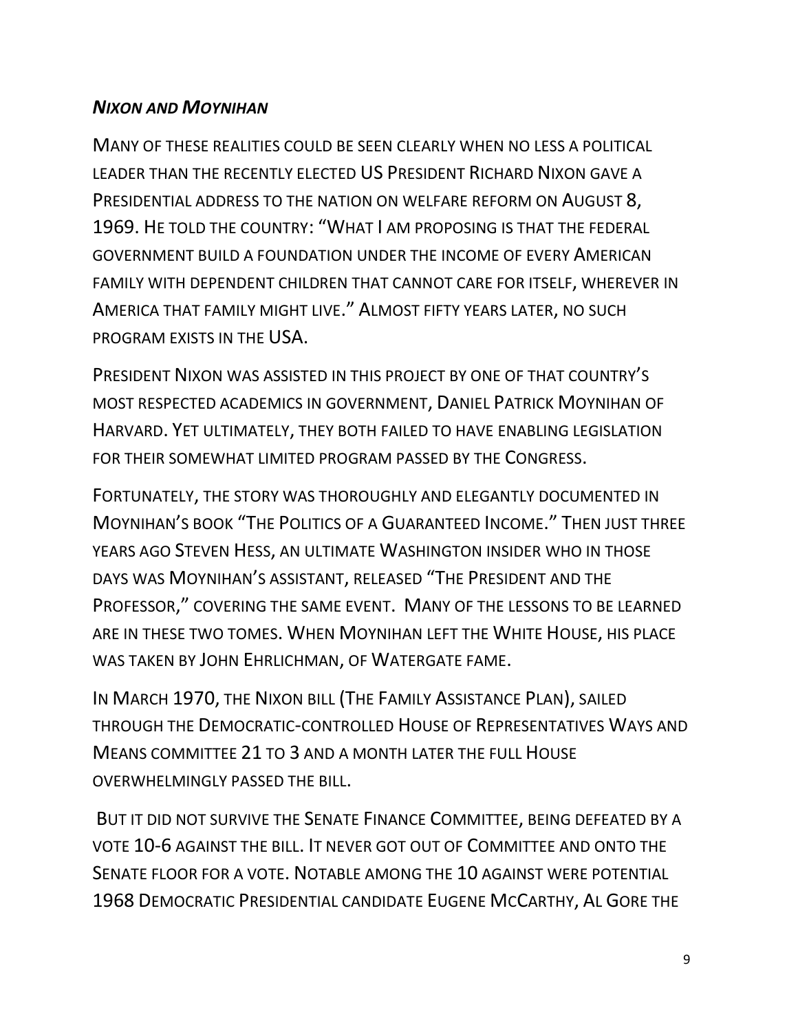### *Nixon and Moynihan*

Many of these realities could be seen clearly when no less a political leader than the recently elected US President Richard Nixon gave a Presidential address to the nation on welfare reform on August 8, 1969. He told the country: "What I am proposing is that the federal government build a foundation under the income of every American family with dependent children that cannot care for itself, wherever in America that family might live." Almost fifty years later, no such program exists in the USA.

President Nixon was assisted in this project by one of that country's most respected academics in government, Daniel Patrick Moynihan of Harvard. Yet ultimately, they both failed to have enabling legislation for their somewhat limited program passed by the Congress.

Fortunately, the story was thoroughly and elegantly documented in Moynihan's book "The Politics of a Guaranteed Income." Then just three years ago Steven Hess, an ultimate Washington insider who in those days was Moynihan's assistant, released "The President and the Professor," covering the same event. Many of the lessons to be learned are in these two tomes. When Moynihan left the White House, his place was taken by John Ehrlichman, of Watergate fame.

In March 1970, the Nixon bill (The Family Assistance Plan), sailed through the Democratic-controlled House of Representatives Ways and Means committee 21 to 3 and a month later the full House overwhelmingly passed the bill.

But it did not survive the Senate Finance Committee, being defeated by a vote 10-6 against the bill. It never got out of Committee and onto the Senate floor for a vote. Notable among the 10 against were potential 1968 Democratic Presidential candidate Eugene McCarthy, Al Gore the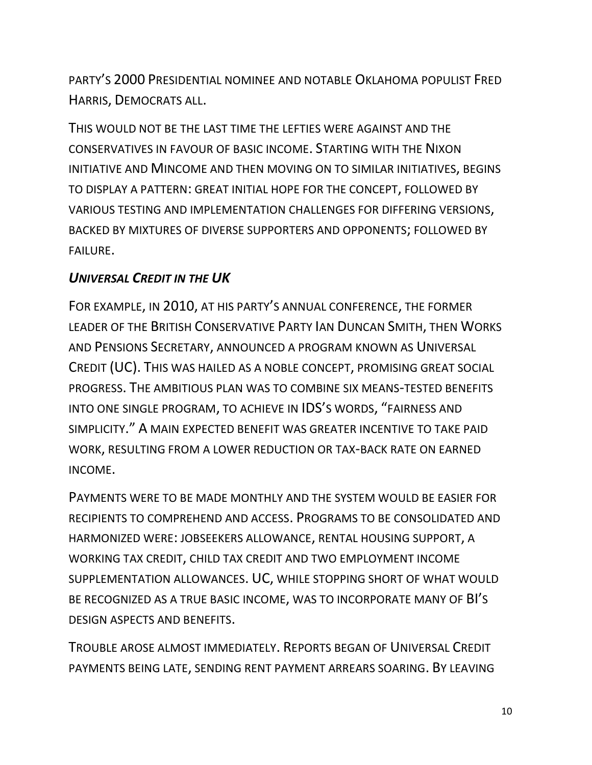PARTY'S 2000 PRESIDENTIAL NOMINEE AND NOTABLE OKLAHOMA POPULIST FRED HARRIS, DEMOCRATS ALL.

THIS WOULD NOT BE THE LAST TIME THE LEFTIES WERE AGAINST AND THE CONSERVATIVES IN FAVOUR OF BASIC INCOME. STARTING WITH THE NIXON INITIATIVE AND MINCOME AND THEN MOVING ON TO SIMILAR INITIATIVES, BEGINS TO DISPLAY A PATTERN: GREAT INITIAL HOPE FOR THE CONCEPT, FOLLOWED BY VARIOUS TESTING AND IMPLEMENTATION CHALLENGES FOR DIFFERING VERSIONS, BACKED BY MIXTURES OF DIVERSE SUPPORTERS AND OPPONENTS; FOLLOWED BY FAILURE.

### *UNIVERSAL CREDIT IN THE UK*

FOR EXAMPLE, IN 2010, AT HIS PARTY'S ANNUAL CONFERENCE, THE FORMER LEADER OF THE BRITISH CONSERVATIVE PARTY IAN DUNCAN SMITH, THEN WORKS AND PENSIONS SECRETARY, ANNOUNCED A PROGRAM KNOWN AS UNIVERSAL CREDIT (UC). THIS WAS HAILED AS A NOBLE CONCEPT, PROMISING GREAT SOCIAL PROGRESS. THE AMBITIOUS PLAN WAS TO COMBINE SIX MEANS-TESTED BENEFITS INTO ONE SINGLE PROGRAM, TO ACHIEVE IN IDS'S WORDS, "FAIRNESS AND SIMPLICITY." A MAIN EXPECTED BENEFIT WAS GREATER INCENTIVE TO TAKE PAID WORK, RESULTING FROM A LOWER REDUCTION OR TAX-BACK RATE ON EARNED INCOME.

PAYMENTS WERE TO BE MADE MONTHLY AND THE SYSTEM WOULD BE EASIER FOR RECIPIENTS TO COMPREHEND AND ACCESS. PROGRAMS TO BE CONSOLIDATED AND HARMONIZED WERE: JOBSEEKERS ALLOWANCE, RENTAL HOUSING SUPPORT, A WORKING TAX CREDIT, CHILD TAX CREDIT AND TWO EMPLOYMENT INCOME SUPPLEMENTATION ALLOWANCES. UC, WHILE STOPPING SHORT OF WHAT WOULD BE RECOGNIZED AS A TRUE BASIC INCOME, WAS TO INCORPORATE MANY OF BI'S DESIGN ASPECTS AND BENEFITS.

TROUBLE AROSE ALMOST IMMEDIATELY. REPORTS BEGAN OF UNIVERSAL CREDIT PAYMENTS BEING LATE, SENDING RENT PAYMENT ARREARS SOARING. BY LEAVING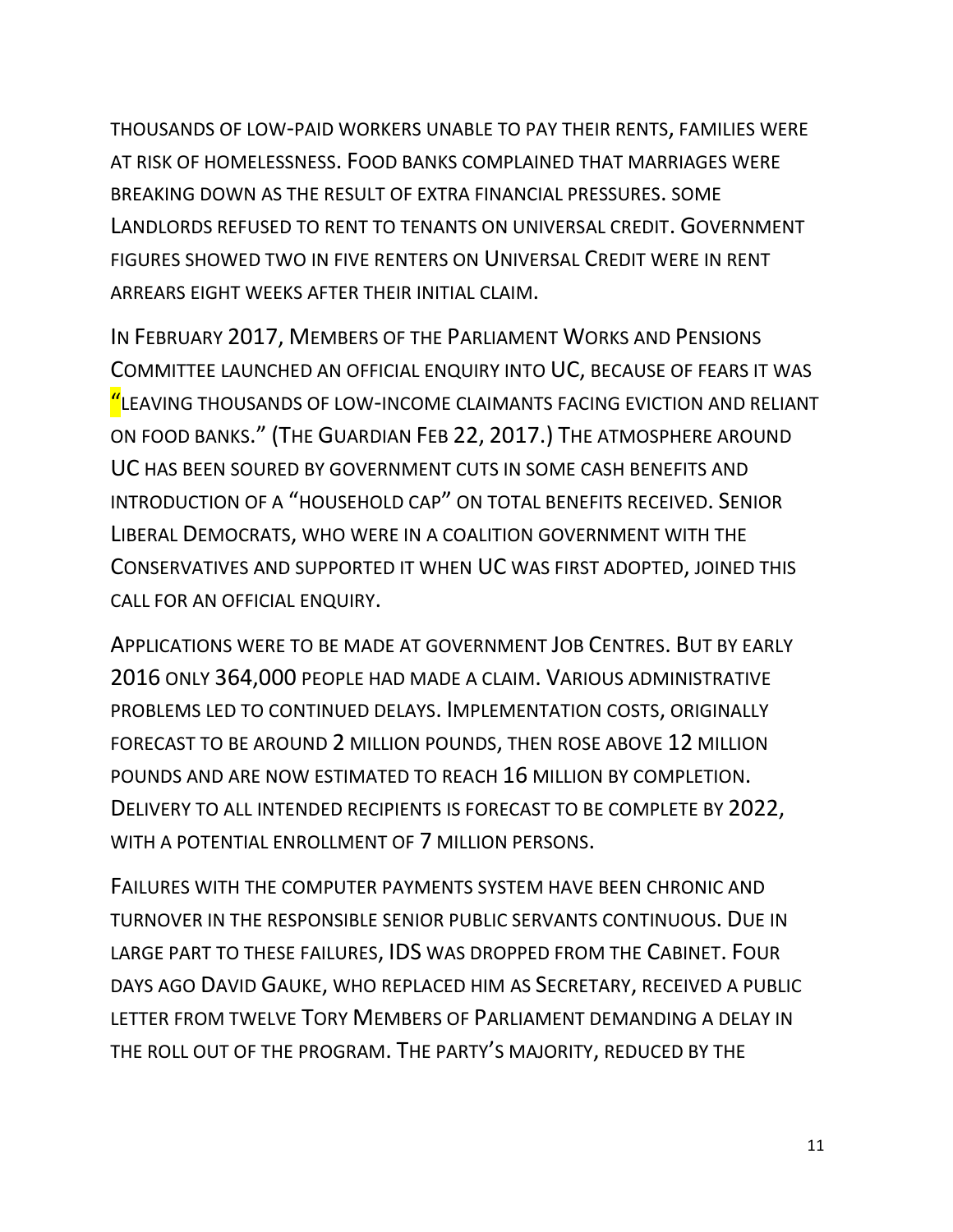THOUSANDS OF LOW-PAID WORKERS UNABLE TO PAY THEIR RENTS, FAMILIES WERE AT RISK OF HOMELESSNESS. FOOD BANKS COMPLAINED THAT MARRIAGES WERE BREAKING DOWN AS THE RESULT OF EXTRA FINANCIAL PRESSURES. SOME LANDLORDS REFUSED TO RENT TO TENANTS ON UNIVERSAL CREDIT. GOVERNMENT FIGURES SHOWED TWO IN FIVE RENTERS ON UNIVERSAL CREDIT WERE IN RENT ARREARS EIGHT WEEKS AFTER THEIR INITIAL CLAIM.

IN FEBRUARY 2017, MEMBERS OF THE PARLIAMENT WORKS AND PENSIONS COMMITTEE LAUNCHED AN OFFICIAL ENQUIRY INTO UC, BECAUSE OF FEARS IT WAS "LEAVING THOUSANDS OF LOW-INCOME CLAIMANTS FACING EVICTION AND RELIANT ON FOOD BANKS." (THE GUARDIAN FEB 22, 2017.) THE ATMOSPHERE AROUND UC HAS BEEN SOURED BY GOVERNMENT CUTS IN SOME CASH BENEFITS AND INTRODUCTION OF A "HOUSEHOLD CAP" ON TOTAL BENEFITS RECEIVED. SENIOR LIBERAL DEMOCRATS, WHO WERE IN A COALITION GOVERNMENT WITH THE CONSERVATIVES AND SUPPORTED IT WHEN UC WAS FIRST ADOPTED, JOINED THIS CALL FOR AN OFFICIAL ENQUIRY.

APPLICATIONS WERE TO BE MADE AT GOVERNMENT JOB CENTRES. BUT BY EARLY 2016 ONLY 364,000 PEOPLE HAD MADE A CLAIM. VARIOUS ADMINISTRATIVE PROBLEMS LED TO CONTINUED DELAYS. IMPLEMENTATION COSTS, ORIGINALLY FORECAST TO BE AROUND 2 MILLION POUNDS, THEN ROSE ABOVE 12 MILLION POUNDS AND ARE NOW ESTIMATED TO REACH 16 MILLION BY COMPLETION. DELIVERY TO ALL INTENDED RECIPIENTS IS FORECAST TO BE COMPLETE BY 2022, WITH A POTENTIAL ENROLLMENT OF 7 MILLION PERSONS.

FAILURES WITH THE COMPUTER PAYMENTS SYSTEM HAVE BEEN CHRONIC AND TURNOVER IN THE RESPONSIBLE SENIOR PUBLIC SERVANTS CONTINUOUS. DUE IN LARGE PART TO THESE FAILURES, IDS WAS DROPPED FROM THE CABINET. FOUR DAYS AGO DAVID GAUKE, WHO REPLACED HIM AS SECRETARY, RECEIVED A PUBLIC LETTER FROM TWELVE TORY MEMBERS OF PARLIAMENT DEMANDING A DELAY IN THE ROLL OUT OF THE PROGRAM. THE PARTY'S MAJORITY, REDUCED BY THE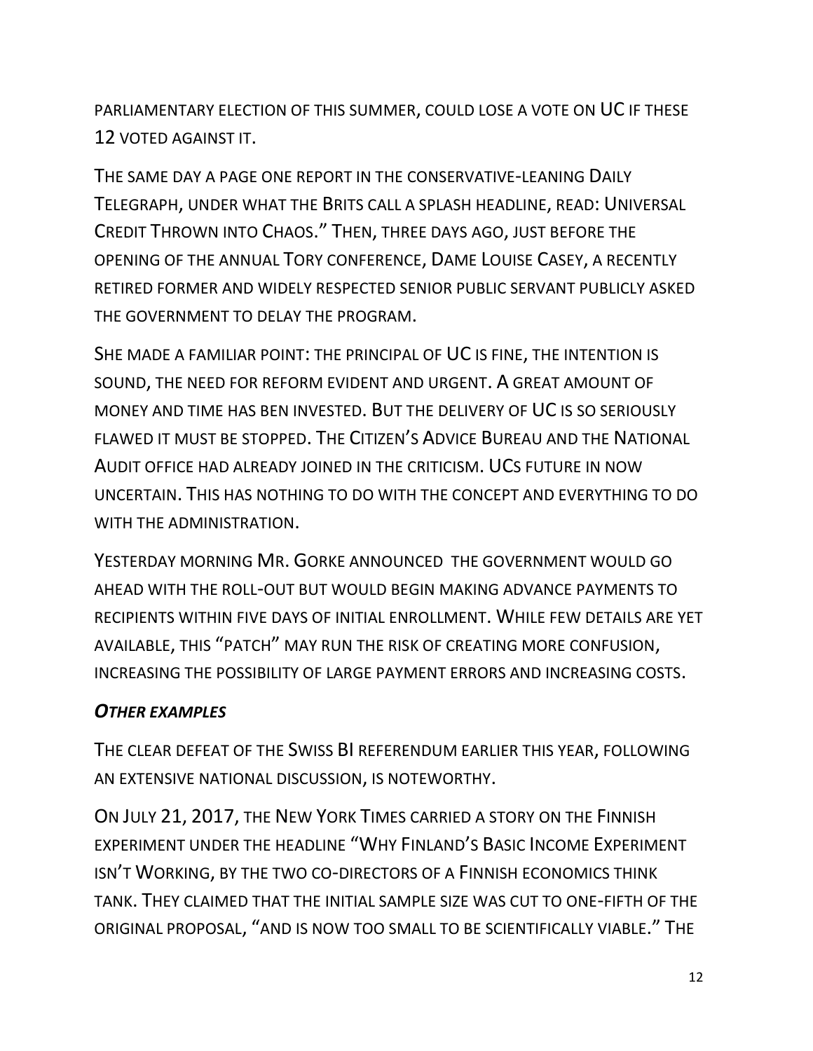PARLIAMENTARY ELECTION OF THIS SUMMER, COULD LOSE A VOTE ON UC IF THESE 12 VOTED AGAINST IT.

THE SAME DAY A PAGE ONE REPORT IN THE CONSERVATIVE-LEANING DAILY TELEGRAPH, UNDER WHAT THE BRITS CALL A SPLASH HEADLINE, READ: UNIVERSAL CREDIT THROWN INTO CHAOS." THEN, THREE DAYS AGO, JUST BEFORE THE OPENING OF THE ANNUAL TORY CONFERENCE, DAME LOUISE CASEY, A RECENTLY RETIRED FORMER AND WIDELY RESPECTED SENIOR PUBLIC SERVANT PUBLICLY ASKED THE GOVERNMENT TO DELAY THE PROGRAM.

SHE MADE A FAMILIAR POINT: THE PRINCIPAL OF UC IS FINE, THE INTENTION IS SOUND, THE NEED FOR REFORM EVIDENT AND URGENT. A GREAT AMOUNT OF MONEY AND TIME HAS BEN INVESTED. BUT THE DELIVERY OF UC IS SO SERIOUSLY FLAWED IT MUST BE STOPPED. THE CITIZEN'S ADVICE BUREAU AND THE NATIONAL AUDIT OFFICE HAD ALREADY JOINED IN THE CRITICISM. UCS FUTURE IN NOW UNCERTAIN. THIS HAS NOTHING TO DO WITH THE CONCEPT AND EVERYTHING TO DO WITH THE ADMINISTRATION.

YESTERDAY MORNING MR. GORKE ANNOUNCED THE GOVERNMENT WOULD GO AHEAD WITH THE ROLL-OUT BUT WOULD BEGIN MAKING ADVANCE PAYMENTS TO RECIPIENTS WITHIN FIVE DAYS OF INITIAL ENROLLMENT. WHILE FEW DETAILS ARE YET AVAILABLE, THIS "PATCH" MAY RUN THE RISK OF CREATING MORE CONFUSION, INCREASING THE POSSIBILITY OF LARGE PAYMENT ERRORS AND INCREASING COSTS.

### ***OTHER EXAMPLES***

THE CLEAR DEFEAT OF THE SWISS BI REFERENDUM EARLIER THIS YEAR, FOLLOWING AN EXTENSIVE NATIONAL DISCUSSION, IS NOTEWORTHY.

ON JULY 21, 2017, THE NEW YORK TIMES CARRIED A STORY ON THE FINNISH EXPERIMENT UNDER THE HEADLINE "WHY FINLAND'S BASIC INCOME EXPERIMENT ISN'T WORKING, BY THE TWO CO-DIRECTORS OF A FINNISH ECONOMICS THINK TANK. THEY CLAIMED THAT THE INITIAL SAMPLE SIZE WAS CUT TO ONE-FIFTH OF THE ORIGINAL PROPOSAL, "AND IS NOW TOO SMALL TO BE SCIENTIFICALLY VIABLE." THE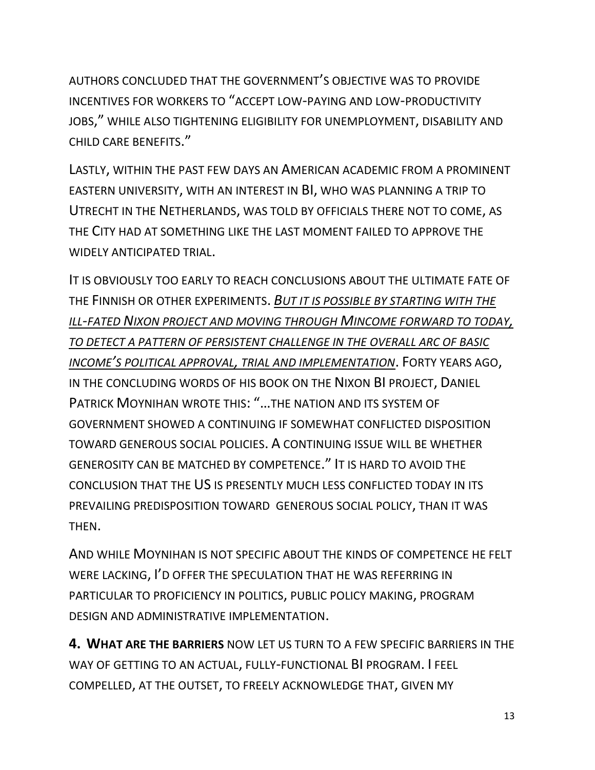AUTHORS CONCLUDED THAT THE GOVERNMENT'S OBJECTIVE WAS TO PROVIDE INCENTIVES FOR WORKERS TO "ACCEPT LOW-PAYING AND LOW-PRODUCTIVITY JOBS," WHILE ALSO TIGHTENING ELIGIBILITY FOR UNEMPLOYMENT, DISABILITY AND CHILD CARE BENEFITS."

LASTLY, WITHIN THE PAST FEW DAYS AN AMERICAN ACADEMIC FROM A PROMINENT EASTERN UNIVERSITY, WITH AN INTEREST IN BI, WHO WAS PLANNING A TRIP TO UTRECHT IN THE NETHERLANDS, WAS TOLD BY OFFICIALS THERE NOT TO COME, AS THE CITY HAD AT SOMETHING LIKE THE LAST MOMENT FAILED TO APPROVE THE WIDELY ANTICIPATED TRIAL.

IT IS OBVIOUSLY TOO EARLY TO REACH CONCLUSIONS ABOUT THE ULTIMATE FATE OF THE FINNISH OR OTHER EXPERIMENTS. *BUT IT IS POSSIBLE BY STARTING WITH THE ILL-FATED NIXON PROJECT AND MOVING THROUGH MINCOME FORWARD TO TODAY, TO DETECT A PATTERN OF PERSISTENT CHALLENGE IN THE OVERALL ARC OF BASIC INCOME'S POLITICAL APPROVAL, TRIAL AND IMPLEMENTATION*. FORTY YEARS AGO, IN THE CONCLUDING WORDS OF HIS BOOK ON THE NIXON BI PROJECT, DANIEL PATRICK MOYNIHAN WROTE THIS: "…THE NATION AND ITS SYSTEM OF GOVERNMENT SHOWED A CONTINUING IF SOMEWHAT CONFLICTED DISPOSITION TOWARD GENEROUS SOCIAL POLICIES. A CONTINUING ISSUE WILL BE WHETHER GENEROSITY CAN BE MATCHED BY COMPETENCE." IT IS HARD TO AVOID THE CONCLUSION THAT THE US IS PRESENTLY MUCH LESS CONFLICTED TODAY IN ITS PREVAILING PREDISPOSITION TOWARD GENEROUS SOCIAL POLICY, THAN IT WAS THEN.

AND WHILE MOYNIHAN IS NOT SPECIFIC ABOUT THE KINDS OF COMPETENCE HE FELT WERE LACKING, I'D OFFER THE SPECULATION THAT HE WAS REFERRING IN PARTICULAR TO PROFICIENCY IN POLITICS, PUBLIC POLICY MAKING, PROGRAM DESIGN AND ADMINISTRATIVE IMPLEMENTATION.

**4. WHAT ARE THE BARRIERS** NOW LET US TURN TO A FEW SPECIFIC BARRIERS IN THE WAY OF GETTING TO AN ACTUAL, FULLY-FUNCTIONAL BI PROGRAM. I FEEL COMPELLED, AT THE OUTSET, TO FREELY ACKNOWLEDGE THAT, GIVEN MY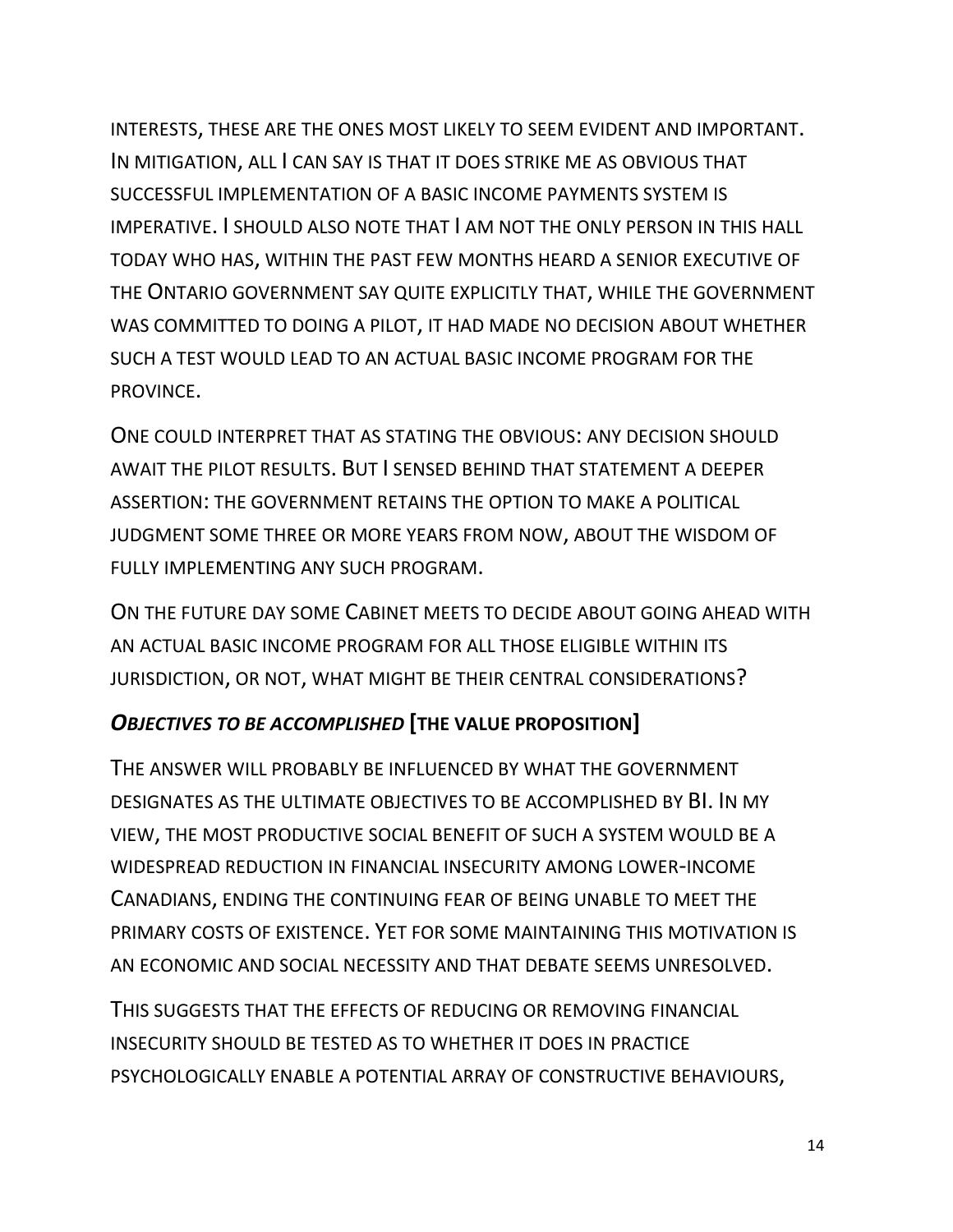INTERESTS, THESE ARE THE ONES MOST LIKELY TO SEEM EVIDENT AND IMPORTANT. IN MITIGATION, ALL I CAN SAY IS THAT IT DOES STRIKE ME AS OBVIOUS THAT SUCCESSFUL IMPLEMENTATION OF A BASIC INCOME PAYMENTS SYSTEM IS IMPERATIVE. I SHOULD ALSO NOTE THAT I AM NOT THE ONLY PERSON IN THIS HALL TODAY WHO HAS, WITHIN THE PAST FEW MONTHS HEARD A SENIOR EXECUTIVE OF THE ONTARIO GOVERNMENT SAY QUITE EXPLICITLY THAT, WHILE THE GOVERNMENT WAS COMMITTED TO DOING A PILOT, IT HAD MADE NO DECISION ABOUT WHETHER SUCH A TEST WOULD LEAD TO AN ACTUAL BASIC INCOME PROGRAM FOR THE PROVINCE.

ONE COULD INTERPRET THAT AS STATING THE OBVIOUS: ANY DECISION SHOULD AWAIT THE PILOT RESULTS. BUT I SENSED BEHIND THAT STATEMENT A DEEPER ASSERTION: THE GOVERNMENT RETAINS THE OPTION TO MAKE A POLITICAL JUDGMENT SOME THREE OR MORE YEARS FROM NOW, ABOUT THE WISDOM OF FULLY IMPLEMENTING ANY SUCH PROGRAM.

ON THE FUTURE DAY SOME CABINET MEETS TO DECIDE ABOUT GOING AHEAD WITH AN ACTUAL BASIC INCOME PROGRAM FOR ALL THOSE ELIGIBLE WITHIN ITS JURISDICTION, OR NOT, WHAT MIGHT BE THEIR CENTRAL CONSIDERATIONS?

### ***OBJECTIVES TO BE ACCOMPLISHED*** **[THE VALUE PROPOSITION]**

THE ANSWER WILL PROBABLY BE INFLUENCED BY WHAT THE GOVERNMENT DESIGNATES AS THE ULTIMATE OBJECTIVES TO BE ACCOMPLISHED BY BI. IN MY VIEW, THE MOST PRODUCTIVE SOCIAL BENEFIT OF SUCH A SYSTEM WOULD BE A WIDESPREAD REDUCTION IN FINANCIAL INSECURITY AMONG LOWER-INCOME CANADIANS, ENDING THE CONTINUING FEAR OF BEING UNABLE TO MEET THE PRIMARY COSTS OF EXISTENCE. YET FOR SOME MAINTAINING THIS MOTIVATION IS AN ECONOMIC AND SOCIAL NECESSITY AND THAT DEBATE SEEMS UNRESOLVED.

THIS SUGGESTS THAT THE EFFECTS OF REDUCING OR REMOVING FINANCIAL INSECURITY SHOULD BE TESTED AS TO WHETHER IT DOES IN PRACTICE PSYCHOLOGICALLY ENABLE A POTENTIAL ARRAY OF CONSTRUCTIVE BEHAVIOURS,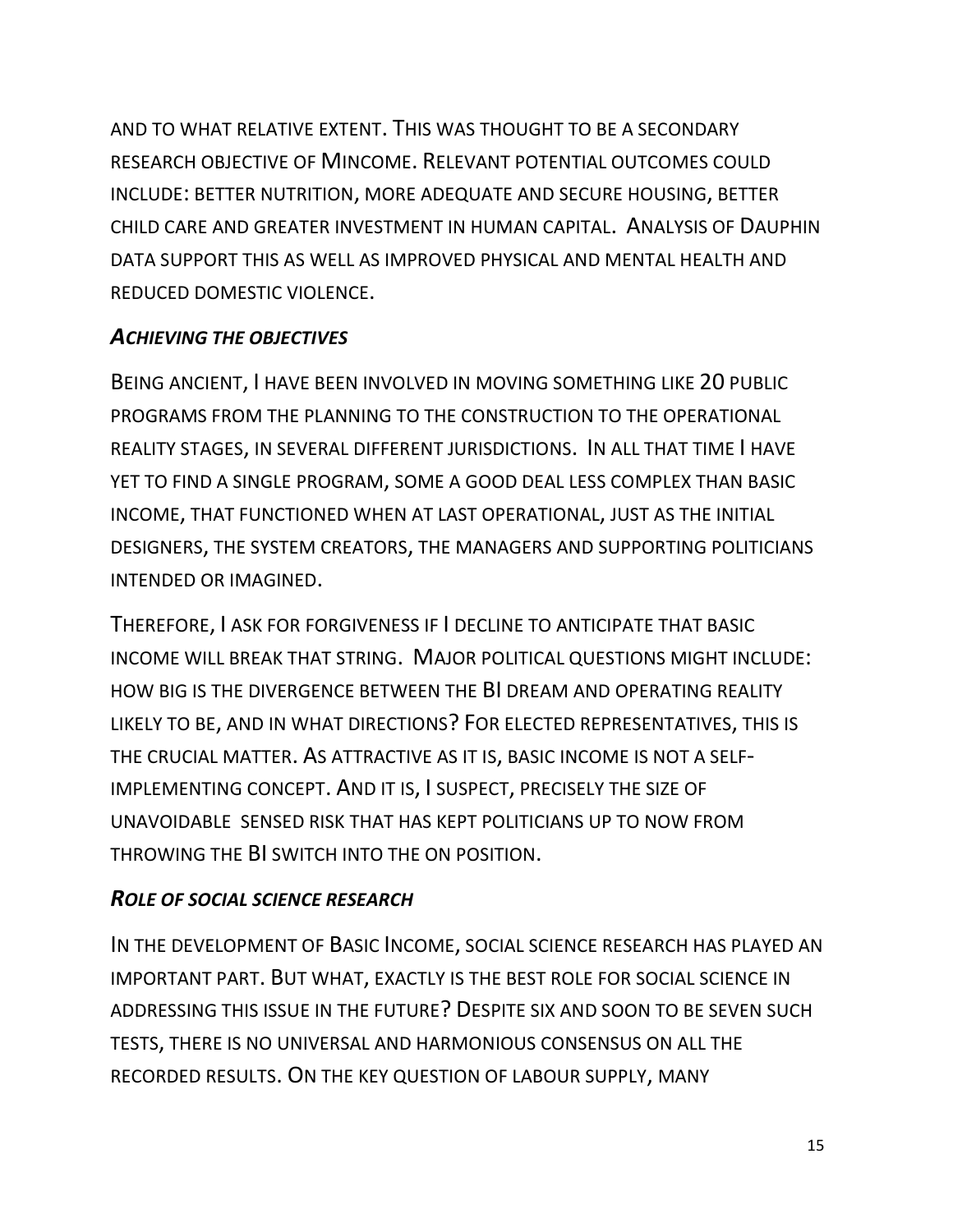AND TO WHAT RELATIVE EXTENT. THIS WAS THOUGHT TO BE A SECONDARY RESEARCH OBJECTIVE OF MINCOME. RELEVANT POTENTIAL OUTCOMES COULD INCLUDE: BETTER NUTRITION, MORE ADEQUATE AND SECURE HOUSING, BETTER CHILD CARE AND GREATER INVESTMENT IN HUMAN CAPITAL. ANALYSIS OF DAUPHIN DATA SUPPORT THIS AS WELL AS IMPROVED PHYSICAL AND MENTAL HEALTH AND REDUCED DOMESTIC VIOLENCE.

### *ACHIEVING THE OBJECTIVES*

BEING ANCIENT, I HAVE BEEN INVOLVED IN MOVING SOMETHING LIKE 20 PUBLIC PROGRAMS FROM THE PLANNING TO THE CONSTRUCTION TO THE OPERATIONAL REALITY STAGES, IN SEVERAL DIFFERENT JURISDICTIONS. IN ALL THAT TIME I HAVE YET TO FIND A SINGLE PROGRAM, SOME A GOOD DEAL LESS COMPLEX THAN BASIC INCOME, THAT FUNCTIONED WHEN AT LAST OPERATIONAL, JUST AS THE INITIAL DESIGNERS, THE SYSTEM CREATORS, THE MANAGERS AND SUPPORTING POLITICIANS INTENDED OR IMAGINED.

THEREFORE, I ASK FOR FORGIVENESS IF I DECLINE TO ANTICIPATE THAT BASIC INCOME WILL BREAK THAT STRING. MAJOR POLITICAL QUESTIONS MIGHT INCLUDE: HOW BIG IS THE DIVERGENCE BETWEEN THE BI DREAM AND OPERATING REALITY LIKELY TO BE, AND IN WHAT DIRECTIONS? FOR ELECTED REPRESENTATIVES, THIS IS THE CRUCIAL MATTER. AS ATTRACTIVE AS IT IS, BASIC INCOME IS NOT A SELF-IMPLEMENTING CONCEPT. AND IT IS, I SUSPECT, PRECISELY THE SIZE OF UNAVOIDABLE SENSED RISK THAT HAS KEPT POLITICIANS UP TO NOW FROM THROWING THE BI SWITCH INTO THE ON POSITION.

### *ROLE OF SOCIAL SCIENCE RESEARCH*

IN THE DEVELOPMENT OF BASIC INCOME, SOCIAL SCIENCE RESEARCH HAS PLAYED AN IMPORTANT PART. BUT WHAT, EXACTLY IS THE BEST ROLE FOR SOCIAL SCIENCE IN ADDRESSING THIS ISSUE IN THE FUTURE? DESPITE SIX AND SOON TO BE SEVEN SUCH TESTS, THERE IS NO UNIVERSAL AND HARMONIOUS CONSENSUS ON ALL THE RECORDED RESULTS. ON THE KEY QUESTION OF LABOUR SUPPLY, MANY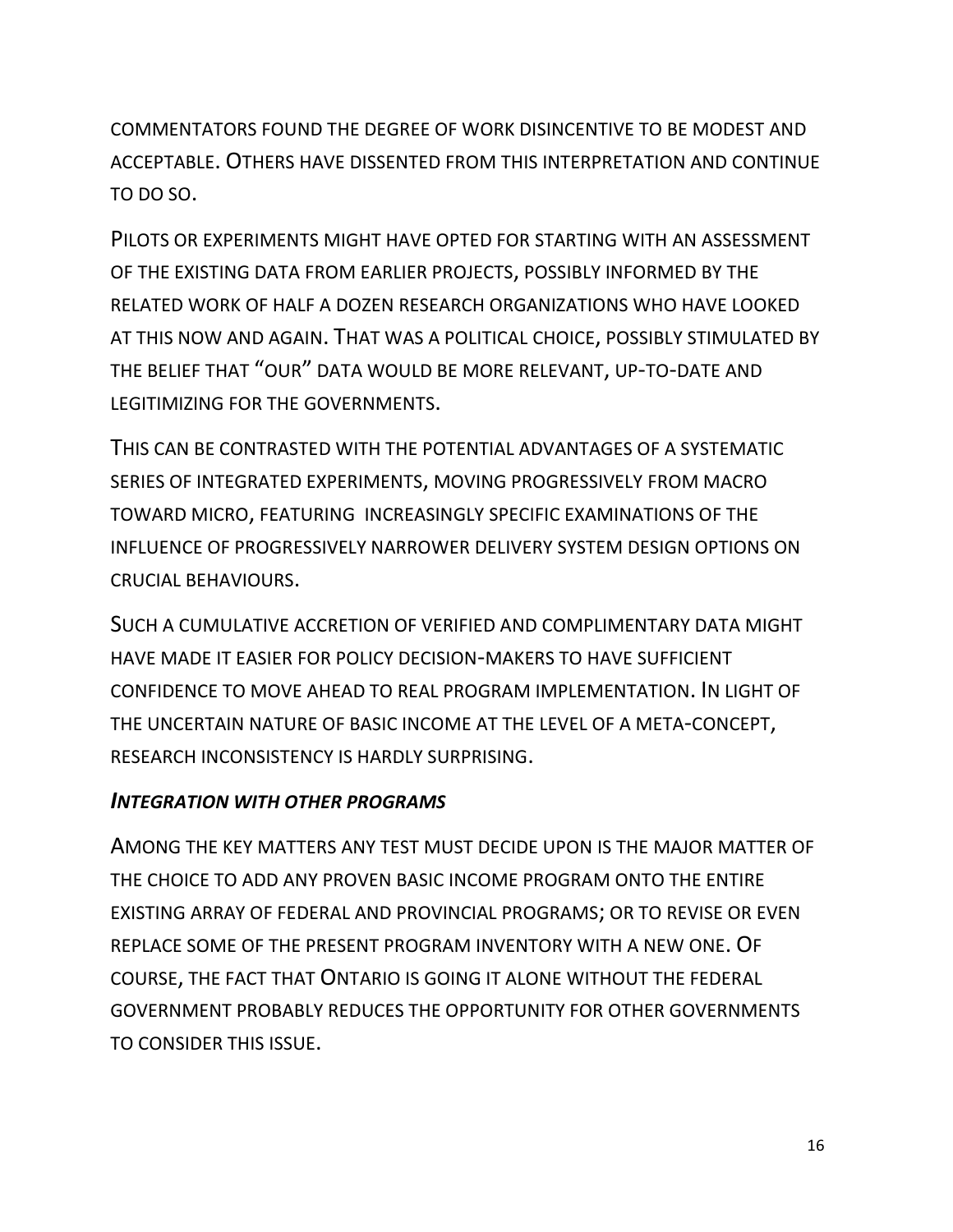COMMENTATORS FOUND THE DEGREE OF WORK DISINCENTIVE TO BE MODEST AND ACCEPTABLE. OTHERS HAVE DISSENTED FROM THIS INTERPRETATION AND CONTINUE TO DO SO.

PILOTS OR EXPERIMENTS MIGHT HAVE OPTED FOR STARTING WITH AN ASSESSMENT OF THE EXISTING DATA FROM EARLIER PROJECTS, POSSIBLY INFORMED BY THE RELATED WORK OF HALF A DOZEN RESEARCH ORGANIZATIONS WHO HAVE LOOKED AT THIS NOW AND AGAIN. THAT WAS A POLITICAL CHOICE, POSSIBLY STIMULATED BY THE BELIEF THAT "OUR" DATA WOULD BE MORE RELEVANT, UP-TO-DATE AND LEGITIMIZING FOR THE GOVERNMENTS.

THIS CAN BE CONTRASTED WITH THE POTENTIAL ADVANTAGES OF A SYSTEMATIC SERIES OF INTEGRATED EXPERIMENTS, MOVING PROGRESSIVELY FROM MACRO TOWARD MICRO, FEATURING INCREASINGLY SPECIFIC EXAMINATIONS OF THE INFLUENCE OF PROGRESSIVELY NARROWER DELIVERY SYSTEM DESIGN OPTIONS ON CRUCIAL BEHAVIOURS.

SUCH A CUMULATIVE ACCRETION OF VERIFIED AND COMPLIMENTARY DATA MIGHT HAVE MADE IT EASIER FOR POLICY DECISION-MAKERS TO HAVE SUFFICIENT CONFIDENCE TO MOVE AHEAD TO REAL PROGRAM IMPLEMENTATION. IN LIGHT OF THE UNCERTAIN NATURE OF BASIC INCOME AT THE LEVEL OF A META-CONCEPT, RESEARCH INCONSISTENCY IS HARDLY SURPRISING.

### ***INTEGRATION WITH OTHER PROGRAMS***

AMONG THE KEY MATTERS ANY TEST MUST DECIDE UPON IS THE MAJOR MATTER OF THE CHOICE TO ADD ANY PROVEN BASIC INCOME PROGRAM ONTO THE ENTIRE EXISTING ARRAY OF FEDERAL AND PROVINCIAL PROGRAMS; OR TO REVISE OR EVEN REPLACE SOME OF THE PRESENT PROGRAM INVENTORY WITH A NEW ONE. OF COURSE, THE FACT THAT ONTARIO IS GOING IT ALONE WITHOUT THE FEDERAL GOVERNMENT PROBABLY REDUCES THE OPPORTUNITY FOR OTHER GOVERNMENTS TO CONSIDER THIS ISSUE.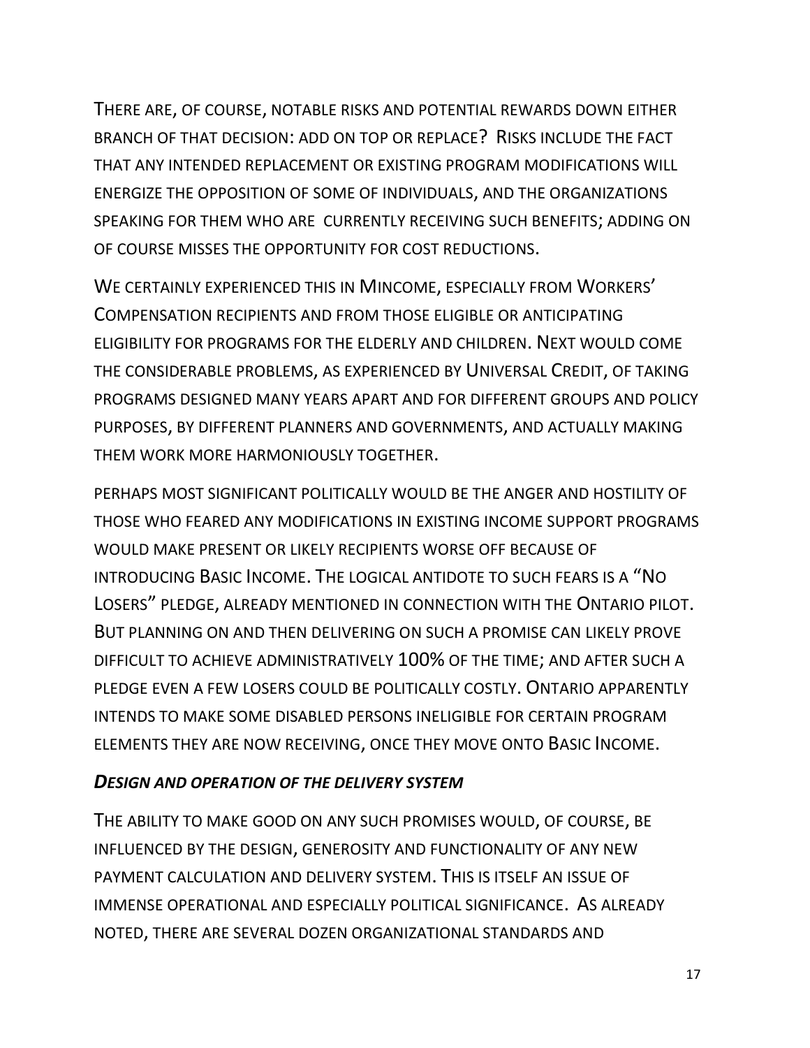THERE ARE, OF COURSE, NOTABLE RISKS AND POTENTIAL REWARDS DOWN EITHER BRANCH OF THAT DECISION: ADD ON TOP OR REPLACE? RISKS INCLUDE THE FACT THAT ANY INTENDED REPLACEMENT OR EXISTING PROGRAM MODIFICATIONS WILL ENERGIZE THE OPPOSITION OF SOME OF INDIVIDUALS, AND THE ORGANIZATIONS SPEAKING FOR THEM WHO ARE CURRENTLY RECEIVING SUCH BENEFITS; ADDING ON OF COURSE MISSES THE OPPORTUNITY FOR COST REDUCTIONS.

WE CERTAINLY EXPERIENCED THIS IN MINCOME, ESPECIALLY FROM WORKERS' COMPENSATION RECIPIENTS AND FROM THOSE ELIGIBLE OR ANTICIPATING ELIGIBILITY FOR PROGRAMS FOR THE ELDERLY AND CHILDREN. NEXT WOULD COME THE CONSIDERABLE PROBLEMS, AS EXPERIENCED BY UNIVERSAL CREDIT, OF TAKING PROGRAMS DESIGNED MANY YEARS APART AND FOR DIFFERENT GROUPS AND POLICY PURPOSES, BY DIFFERENT PLANNERS AND GOVERNMENTS, AND ACTUALLY MAKING THEM WORK MORE HARMONIOUSLY TOGETHER.

PERHAPS MOST SIGNIFICANT POLITICALLY WOULD BE THE ANGER AND HOSTILITY OF THOSE WHO FEARED ANY MODIFICATIONS IN EXISTING INCOME SUPPORT PROGRAMS WOULD MAKE PRESENT OR LIKELY RECIPIENTS WORSE OFF BECAUSE OF INTRODUCING BASIC INCOME. THE LOGICAL ANTIDOTE TO SUCH FEARS IS A "NO LOSERS" PLEDGE, ALREADY MENTIONED IN CONNECTION WITH THE ONTARIO PILOT. BUT PLANNING ON AND THEN DELIVERING ON SUCH A PROMISE CAN LIKELY PROVE DIFFICULT TO ACHIEVE ADMINISTRATIVELY 100% OF THE TIME; AND AFTER SUCH A PLEDGE EVEN A FEW LOSERS COULD BE POLITICALLY COSTLY. ONTARIO APPARENTLY INTENDS TO MAKE SOME DISABLED PERSONS INELIGIBLE FOR CERTAIN PROGRAM ELEMENTS THEY ARE NOW RECEIVING, ONCE THEY MOVE ONTO BASIC INCOME.

***DESIGN AND OPERATION OF THE DELIVERY SYSTEM***

THE ABILITY TO MAKE GOOD ON ANY SUCH PROMISES WOULD, OF COURSE, BE INFLUENCED BY THE DESIGN, GENEROSITY AND FUNCTIONALITY OF ANY NEW PAYMENT CALCULATION AND DELIVERY SYSTEM. THIS IS ITSELF AN ISSUE OF IMMENSE OPERATIONAL AND ESPECIALLY POLITICAL SIGNIFICANCE. AS ALREADY NOTED, THERE ARE SEVERAL DOZEN ORGANIZATIONAL STANDARDS AND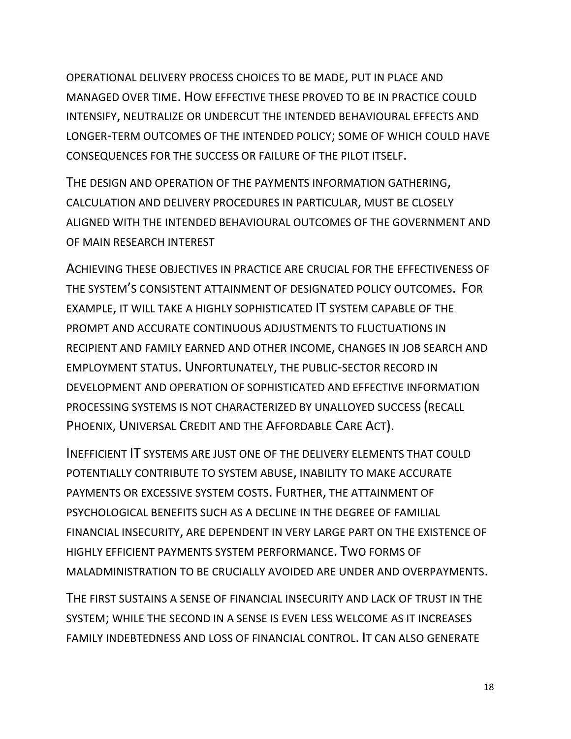OPERATIONAL DELIVERY PROCESS CHOICES TO BE MADE, PUT IN PLACE AND MANAGED OVER TIME. HOW EFFECTIVE THESE PROVED TO BE IN PRACTICE COULD INTENSIFY, NEUTRALIZE OR UNDERCUT THE INTENDED BEHAVIOURAL EFFECTS AND LONGER-TERM OUTCOMES OF THE INTENDED POLICY; SOME OF WHICH COULD HAVE CONSEQUENCES FOR THE SUCCESS OR FAILURE OF THE PILOT ITSELF.

THE DESIGN AND OPERATION OF THE PAYMENTS INFORMATION GATHERING, CALCULATION AND DELIVERY PROCEDURES IN PARTICULAR, MUST BE CLOSELY ALIGNED WITH THE INTENDED BEHAVIOURAL OUTCOMES OF THE GOVERNMENT AND OF MAIN RESEARCH INTEREST

ACHIEVING THESE OBJECTIVES IN PRACTICE ARE CRUCIAL FOR THE EFFECTIVENESS OF THE SYSTEM'S CONSISTENT ATTAINMENT OF DESIGNATED POLICY OUTCOMES. FOR EXAMPLE, IT WILL TAKE A HIGHLY SOPHISTICATED IT SYSTEM CAPABLE OF THE PROMPT AND ACCURATE CONTINUOUS ADJUSTMENTS TO FLUCTUATIONS IN RECIPIENT AND FAMILY EARNED AND OTHER INCOME, CHANGES IN JOB SEARCH AND EMPLOYMENT STATUS. UNFORTUNATELY, THE PUBLIC-SECTOR RECORD IN DEVELOPMENT AND OPERATION OF SOPHISTICATED AND EFFECTIVE INFORMATION PROCESSING SYSTEMS IS NOT CHARACTERIZED BY UNALLOYED SUCCESS (RECALL PHOENIX, UNIVERSAL CREDIT AND THE AFFORDABLE CARE ACT).

INEFFICIENT IT SYSTEMS ARE JUST ONE OF THE DELIVERY ELEMENTS THAT COULD POTENTIALLY CONTRIBUTE TO SYSTEM ABUSE, INABILITY TO MAKE ACCURATE PAYMENTS OR EXCESSIVE SYSTEM COSTS. FURTHER, THE ATTAINMENT OF PSYCHOLOGICAL BENEFITS SUCH AS A DECLINE IN THE DEGREE OF FAMILIAL FINANCIAL INSECURITY, ARE DEPENDENT IN VERY LARGE PART ON THE EXISTENCE OF HIGHLY EFFICIENT PAYMENTS SYSTEM PERFORMANCE. TWO FORMS OF MALADMINISTRATION TO BE CRUCIALLY AVOIDED ARE UNDER AND OVERPAYMENTS.

THE FIRST SUSTAINS A SENSE OF FINANCIAL INSECURITY AND LACK OF TRUST IN THE SYSTEM; WHILE THE SECOND IN A SENSE IS EVEN LESS WELCOME AS IT INCREASES FAMILY INDEBTEDNESS AND LOSS OF FINANCIAL CONTROL. IT CAN ALSO GENERATE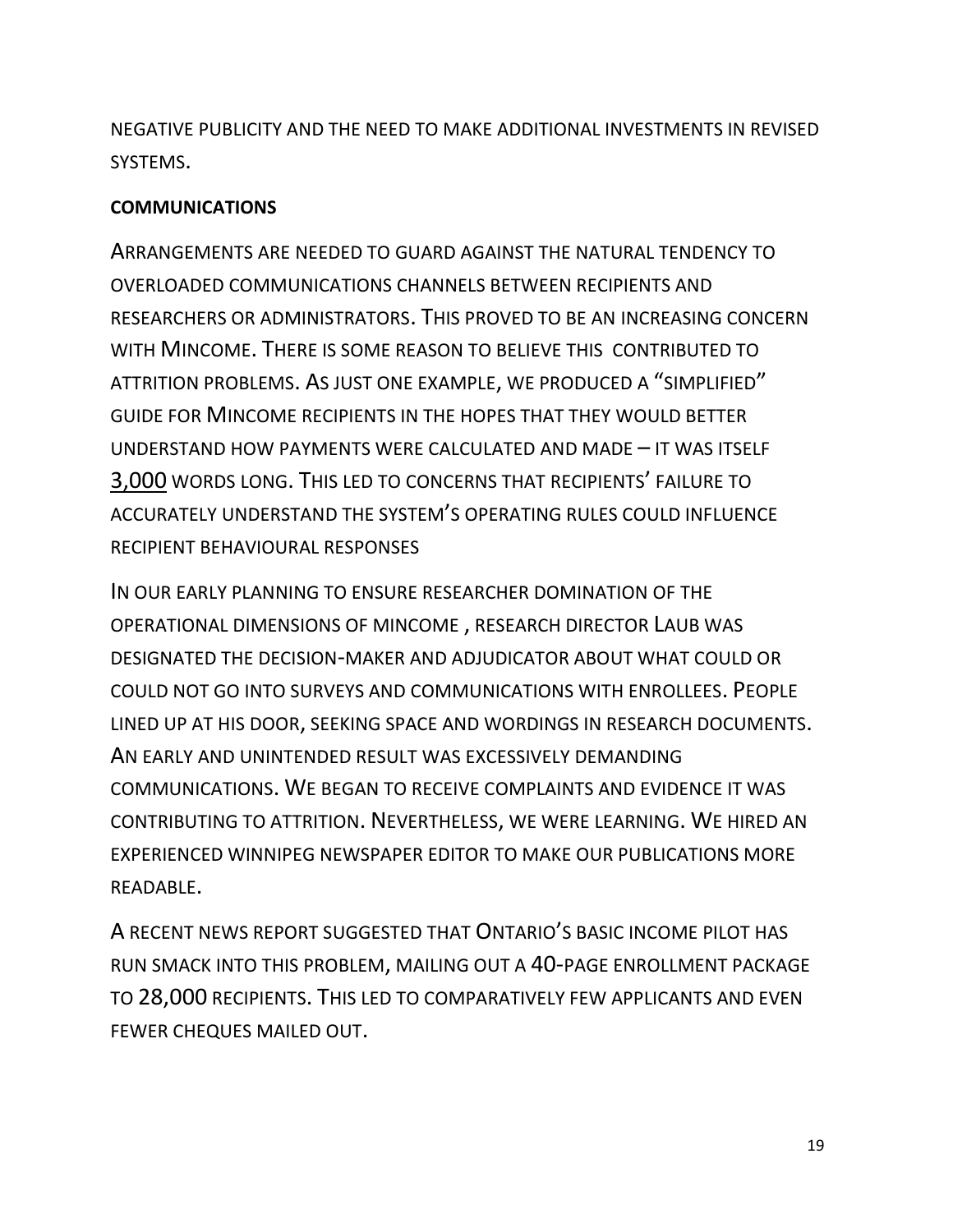NEGATIVE PUBLICITY AND THE NEED TO MAKE ADDITIONAL INVESTMENTS IN REVISED SYSTEMS.

**COMMUNICATIONS**

ARRANGEMENTS ARE NEEDED TO GUARD AGAINST THE NATURAL TENDENCY TO OVERLOADED COMMUNICATIONS CHANNELS BETWEEN RECIPIENTS AND RESEARCHERS OR ADMINISTRATORS. THIS PROVED TO BE AN INCREASING CONCERN WITH MINCOME. THERE IS SOME REASON TO BELIEVE THIS CONTRIBUTED TO ATTRITION PROBLEMS. AS JUST ONE EXAMPLE, WE PRODUCED A "SIMPLIFIED" GUIDE FOR MINCOME RECIPIENTS IN THE HOPES THAT THEY WOULD BETTER UNDERSTAND HOW PAYMENTS WERE CALCULATED AND MADE – IT WAS ITSELF 3,000 WORDS LONG. THIS LED TO CONCERNS THAT RECIPIENTS' FAILURE TO ACCURATELY UNDERSTAND THE SYSTEM'S OPERATING RULES COULD INFLUENCE RECIPIENT BEHAVIOURAL RESPONSES

IN OUR EARLY PLANNING TO ENSURE RESEARCHER DOMINATION OF THE OPERATIONAL DIMENSIONS OF MINCOME , RESEARCH DIRECTOR LAUB WAS DESIGNATED THE DECISION-MAKER AND ADJUDICATOR ABOUT WHAT COULD OR COULD NOT GO INTO SURVEYS AND COMMUNICATIONS WITH ENROLLEES. PEOPLE LINED UP AT HIS DOOR, SEEKING SPACE AND WORDINGS IN RESEARCH DOCUMENTS. AN EARLY AND UNINTENDED RESULT WAS EXCESSIVELY DEMANDING COMMUNICATIONS. WE BEGAN TO RECEIVE COMPLAINTS AND EVIDENCE IT WAS CONTRIBUTING TO ATTRITION. NEVERTHELESS, WE WERE LEARNING. WE HIRED AN EXPERIENCED WINNIPEG NEWSPAPER EDITOR TO MAKE OUR PUBLICATIONS MORE READABLE.

A RECENT NEWS REPORT SUGGESTED THAT ONTARIO'S BASIC INCOME PILOT HAS RUN SMACK INTO THIS PROBLEM, MAILING OUT A 40-PAGE ENROLLMENT PACKAGE TO 28,000 RECIPIENTS. THIS LED TO COMPARATIVELY FEW APPLICANTS AND EVEN FEWER CHEQUES MAILED OUT.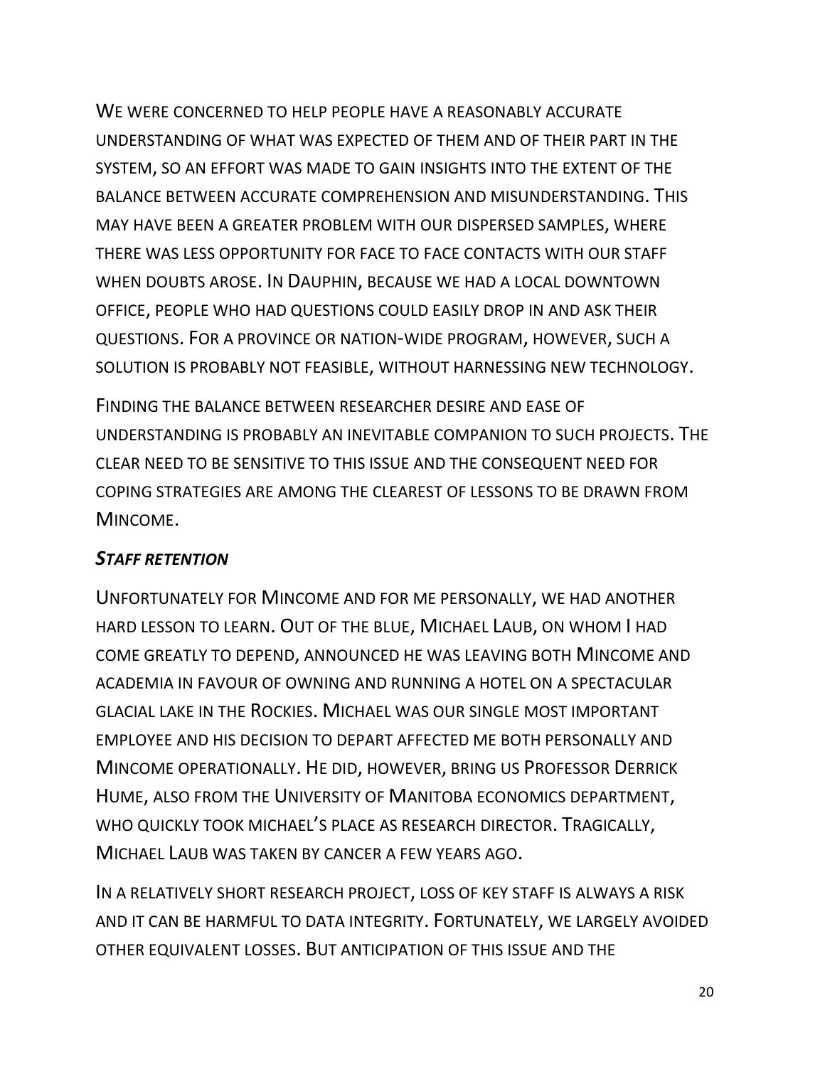We were concerned to help people have a reasonably accurate understanding of what was expected of them and of their part in the system, so an effort was made to gain insights into the extent of the balance between accurate comprehension and misunderstanding. This may have been a greater problem with our dispersed samples, where there was less opportunity for face to face contacts with our staff when doubts arose. In Dauphin, because we had a local downtown office, people who had questions could easily drop in and ask their questions. For a province or nation-wide program, however, such a solution is probably not feasible, without harnessing new technology.

Finding the balance between researcher desire and ease of understanding is probably an inevitable companion to such projects. The clear need to be sensitive to this issue and the consequent need for coping strategies are among the clearest of lessons to be drawn from Mincome.

***Staff retention***

Unfortunately for Mincome and for me personally, we had another hard lesson to learn. Out of the blue, Michael Laub, on whom I had come greatly to depend, announced he was leaving both Mincome and academia in favour of owning and running a hotel on a spectacular glacial lake in the Rockies. Michael was our single most important employee and his decision to depart affected me both personally and Mincome operationally. He did, however, bring us Professor Derrick Hume, also from the University of Manitoba economics department, who quickly took michael's place as research director. Tragically, Michael Laub was taken by cancer a few years ago.

In a relatively short research project, loss of key staff is always a risk and it can be harmful to data integrity. Fortunately, we largely avoided other equivalent losses. But anticipation of this issue and the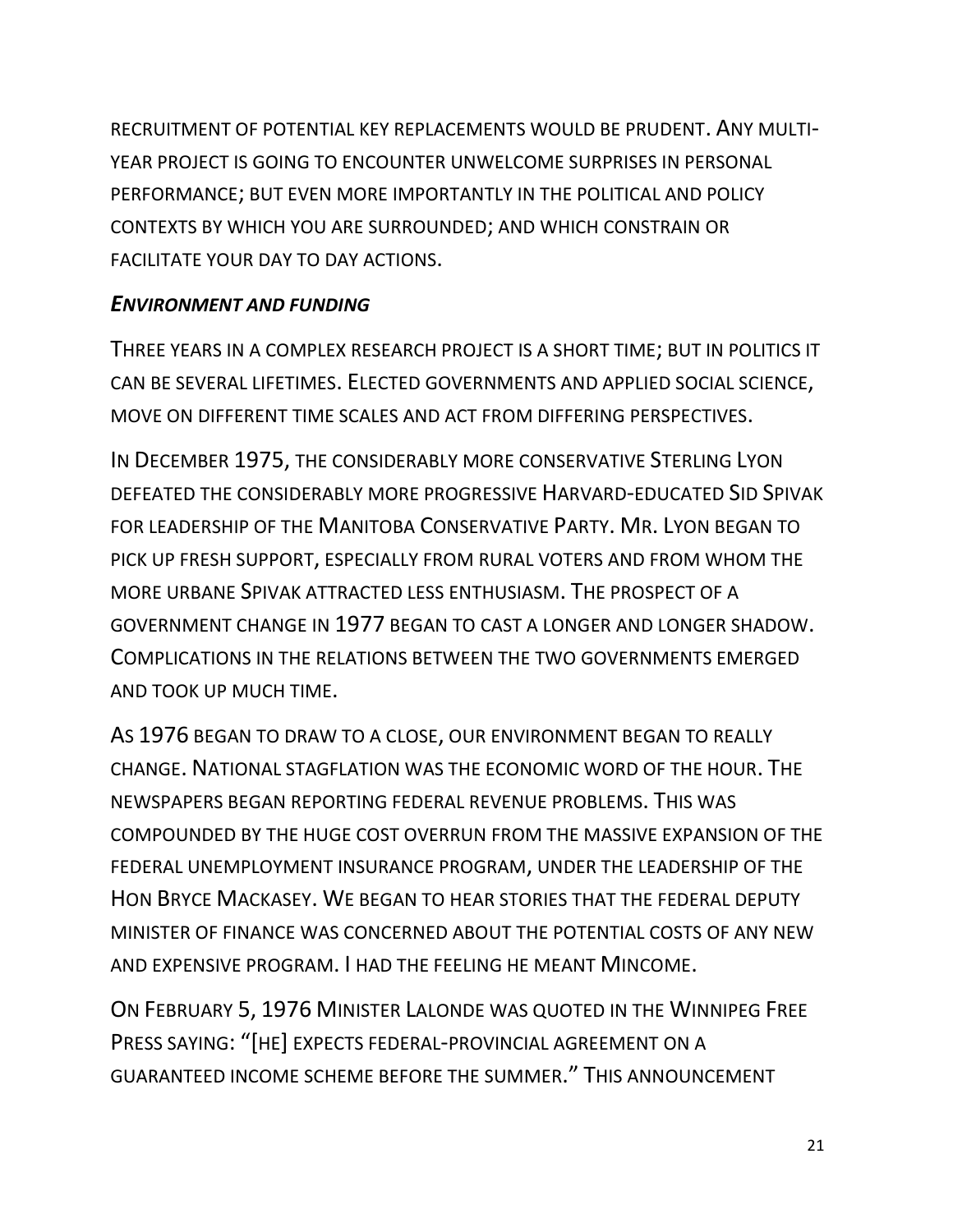RECRUITMENT OF POTENTIAL KEY REPLACEMENTS WOULD BE PRUDENT. ANY MULTI-YEAR PROJECT IS GOING TO ENCOUNTER UNWELCOME SURPRISES IN PERSONAL PERFORMANCE; BUT EVEN MORE IMPORTANTLY IN THE POLITICAL AND POLICY CONTEXTS BY WHICH YOU ARE SURROUNDED; AND WHICH CONSTRAIN OR FACILITATE YOUR DAY TO DAY ACTIONS.

### *ENVIRONMENT AND FUNDING*

THREE YEARS IN A COMPLEX RESEARCH PROJECT IS A SHORT TIME; BUT IN POLITICS IT CAN BE SEVERAL LIFETIMES. ELECTED GOVERNMENTS AND APPLIED SOCIAL SCIENCE, MOVE ON DIFFERENT TIME SCALES AND ACT FROM DIFFERING PERSPECTIVES.

IN DECEMBER 1975, THE CONSIDERABLY MORE CONSERVATIVE STERLING LYON DEFEATED THE CONSIDERABLY MORE PROGRESSIVE HARVARD-EDUCATED SID SPIVAK FOR LEADERSHIP OF THE MANITOBA CONSERVATIVE PARTY. MR. LYON BEGAN TO PICK UP FRESH SUPPORT, ESPECIALLY FROM RURAL VOTERS AND FROM WHOM THE MORE URBANE SPIVAK ATTRACTED LESS ENTHUSIASM. THE PROSPECT OF A GOVERNMENT CHANGE IN 1977 BEGAN TO CAST A LONGER AND LONGER SHADOW. COMPLICATIONS IN THE RELATIONS BETWEEN THE TWO GOVERNMENTS EMERGED AND TOOK UP MUCH TIME.

AS 1976 BEGAN TO DRAW TO A CLOSE, OUR ENVIRONMENT BEGAN TO REALLY CHANGE. NATIONAL STAGFLATION WAS THE ECONOMIC WORD OF THE HOUR. THE NEWSPAPERS BEGAN REPORTING FEDERAL REVENUE PROBLEMS. THIS WAS COMPOUNDED BY THE HUGE COST OVERRUN FROM THE MASSIVE EXPANSION OF THE FEDERAL UNEMPLOYMENT INSURANCE PROGRAM, UNDER THE LEADERSHIP OF THE HON BRYCE MACKASEY. WE BEGAN TO HEAR STORIES THAT THE FEDERAL DEPUTY MINISTER OF FINANCE WAS CONCERNED ABOUT THE POTENTIAL COSTS OF ANY NEW AND EXPENSIVE PROGRAM. I HAD THE FEELING HE MEANT MINCOME.

ON FEBRUARY 5, 1976 MINISTER LALONDE WAS QUOTED IN THE WINNIPEG FREE PRESS SAYING: "[HE] EXPECTS FEDERAL-PROVINCIAL AGREEMENT ON A GUARANTEED INCOME SCHEME BEFORE THE SUMMER." THIS ANNOUNCEMENT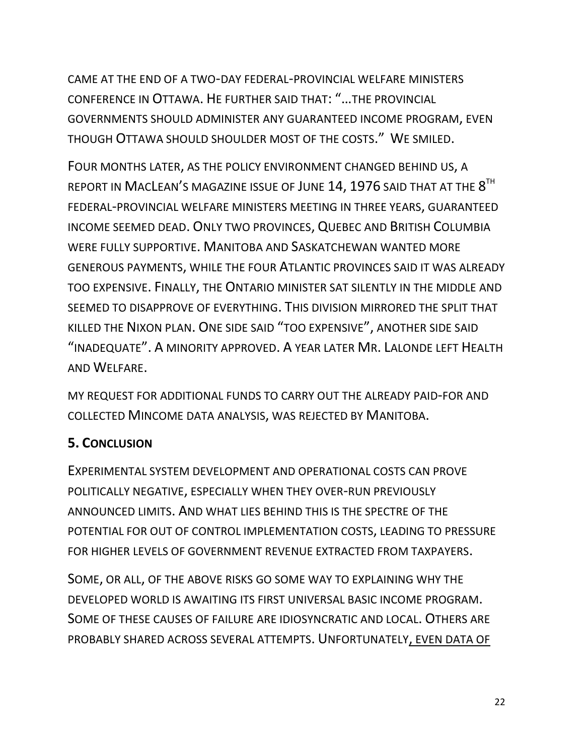CAME AT THE END OF A TWO-DAY FEDERAL-PROVINCIAL WELFARE MINISTERS CONFERENCE IN OTTAWA. HE FURTHER SAID THAT: "…THE PROVINCIAL GOVERNMENTS SHOULD ADMINISTER ANY GUARANTEED INCOME PROGRAM, EVEN THOUGH OTTAWA SHOULD SHOULDER MOST OF THE COSTS." WE SMILED.

FOUR MONTHS LATER, AS THE POLICY ENVIRONMENT CHANGED BEHIND US, A REPORT IN MACLEAN'S MAGAZINE ISSUE OF JUNE 14, 1976 SAID THAT AT THE 8TH FEDERAL-PROVINCIAL WELFARE MINISTERS MEETING IN THREE YEARS, GUARANTEED INCOME SEEMED DEAD. ONLY TWO PROVINCES, QUEBEC AND BRITISH COLUMBIA WERE FULLY SUPPORTIVE. MANITOBA AND SASKATCHEWAN WANTED MORE GENEROUS PAYMENTS, WHILE THE FOUR ATLANTIC PROVINCES SAID IT WAS ALREADY TOO EXPENSIVE. FINALLY, THE ONTARIO MINISTER SAT SILENTLY IN THE MIDDLE AND SEEMED TO DISAPPROVE OF EVERYTHING. THIS DIVISION MIRRORED THE SPLIT THAT KILLED THE NIXON PLAN. ONE SIDE SAID "TOO EXPENSIVE", ANOTHER SIDE SAID "INADEQUATE". A MINORITY APPROVED. A YEAR LATER MR. LALONDE LEFT HEALTH AND WELFARE.

MY REQUEST FOR ADDITIONAL FUNDS TO CARRY OUT THE ALREADY PAID-FOR AND COLLECTED MINCOME DATA ANALYSIS, WAS REJECTED BY MANITOBA.

## 5. CONCLUSION

EXPERIMENTAL SYSTEM DEVELOPMENT AND OPERATIONAL COSTS CAN PROVE POLITICALLY NEGATIVE, ESPECIALLY WHEN THEY OVER-RUN PREVIOUSLY ANNOUNCED LIMITS. AND WHAT LIES BEHIND THIS IS THE SPECTRE OF THE POTENTIAL FOR OUT OF CONTROL IMPLEMENTATION COSTS, LEADING TO PRESSURE FOR HIGHER LEVELS OF GOVERNMENT REVENUE EXTRACTED FROM TAXPAYERS.

SOME, OR ALL, OF THE ABOVE RISKS GO SOME WAY TO EXPLAINING WHY THE DEVELOPED WORLD IS AWAITING ITS FIRST UNIVERSAL BASIC INCOME PROGRAM. SOME OF THESE CAUSES OF FAILURE ARE IDIOSYNCRATIC AND LOCAL. OTHERS ARE PROBABLY SHARED ACROSS SEVERAL ATTEMPTS. UNFORTUNATELY, EVEN DATA OF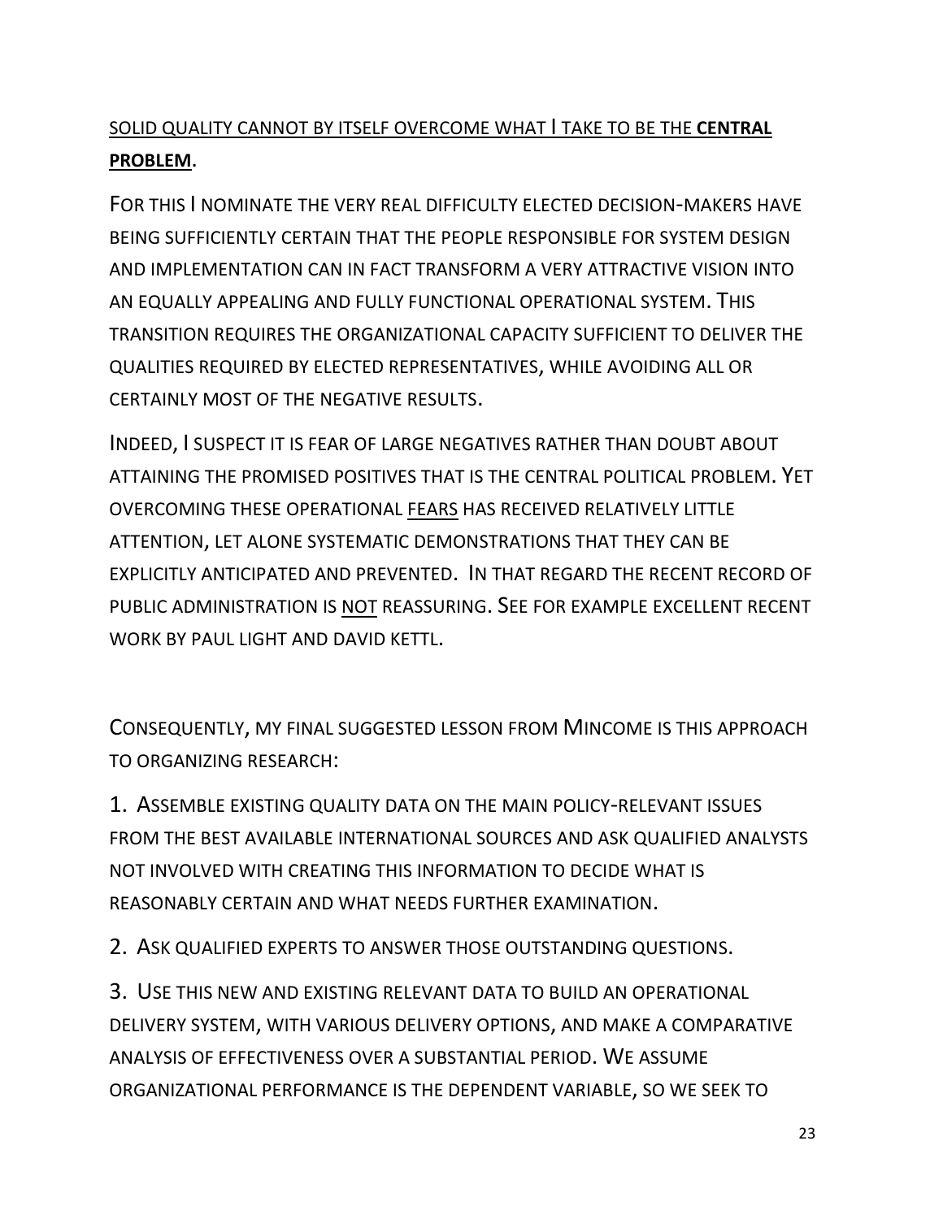SOLID QUALITY CANNOT BY ITSELF OVERCOME WHAT I TAKE TO BE THE **CENTRAL PROBLEM**.

FOR THIS I NOMINATE THE VERY REAL DIFFICULTY ELECTED DECISION-MAKERS HAVE BEING SUFFICIENTLY CERTAIN THAT THE PEOPLE RESPONSIBLE FOR SYSTEM DESIGN AND IMPLEMENTATION CAN IN FACT TRANSFORM A VERY ATTRACTIVE VISION INTO AN EQUALLY APPEALING AND FULLY FUNCTIONAL OPERATIONAL SYSTEM. THIS TRANSITION REQUIRES THE ORGANIZATIONAL CAPACITY SUFFICIENT TO DELIVER THE QUALITIES REQUIRED BY ELECTED REPRESENTATIVES, WHILE AVOIDING ALL OR CERTAINLY MOST OF THE NEGATIVE RESULTS.

INDEED, I SUSPECT IT IS FEAR OF LARGE NEGATIVES RATHER THAN DOUBT ABOUT ATTAINING THE PROMISED POSITIVES THAT IS THE CENTRAL POLITICAL PROBLEM. YET OVERCOMING THESE OPERATIONAL FEARS HAS RECEIVED RELATIVELY LITTLE ATTENTION, LET ALONE SYSTEMATIC DEMONSTRATIONS THAT THEY CAN BE EXPLICITLY ANTICIPATED AND PREVENTED. IN THAT REGARD THE RECENT RECORD OF PUBLIC ADMINISTRATION IS NOT REASSURING. SEE FOR EXAMPLE EXCELLENT RECENT WORK BY PAUL LIGHT AND DAVID KETTL.

CONSEQUENTLY, MY FINAL SUGGESTED LESSON FROM MINCOME IS THIS APPROACH TO ORGANIZING RESEARCH:

1. ASSEMBLE EXISTING QUALITY DATA ON THE MAIN POLICY-RELEVANT ISSUES FROM THE BEST AVAILABLE INTERNATIONAL SOURCES AND ASK QUALIFIED ANALYSTS NOT INVOLVED WITH CREATING THIS INFORMATION TO DECIDE WHAT IS REASONABLY CERTAIN AND WHAT NEEDS FURTHER EXAMINATION.

2. ASK QUALIFIED EXPERTS TO ANSWER THOSE OUTSTANDING QUESTIONS.

3. USE THIS NEW AND EXISTING RELEVANT DATA TO BUILD AN OPERATIONAL DELIVERY SYSTEM, WITH VARIOUS DELIVERY OPTIONS, AND MAKE A COMPARATIVE ANALYSIS OF EFFECTIVENESS OVER A SUBSTANTIAL PERIOD. WE ASSUME ORGANIZATIONAL PERFORMANCE IS THE DEPENDENT VARIABLE, SO WE SEEK TO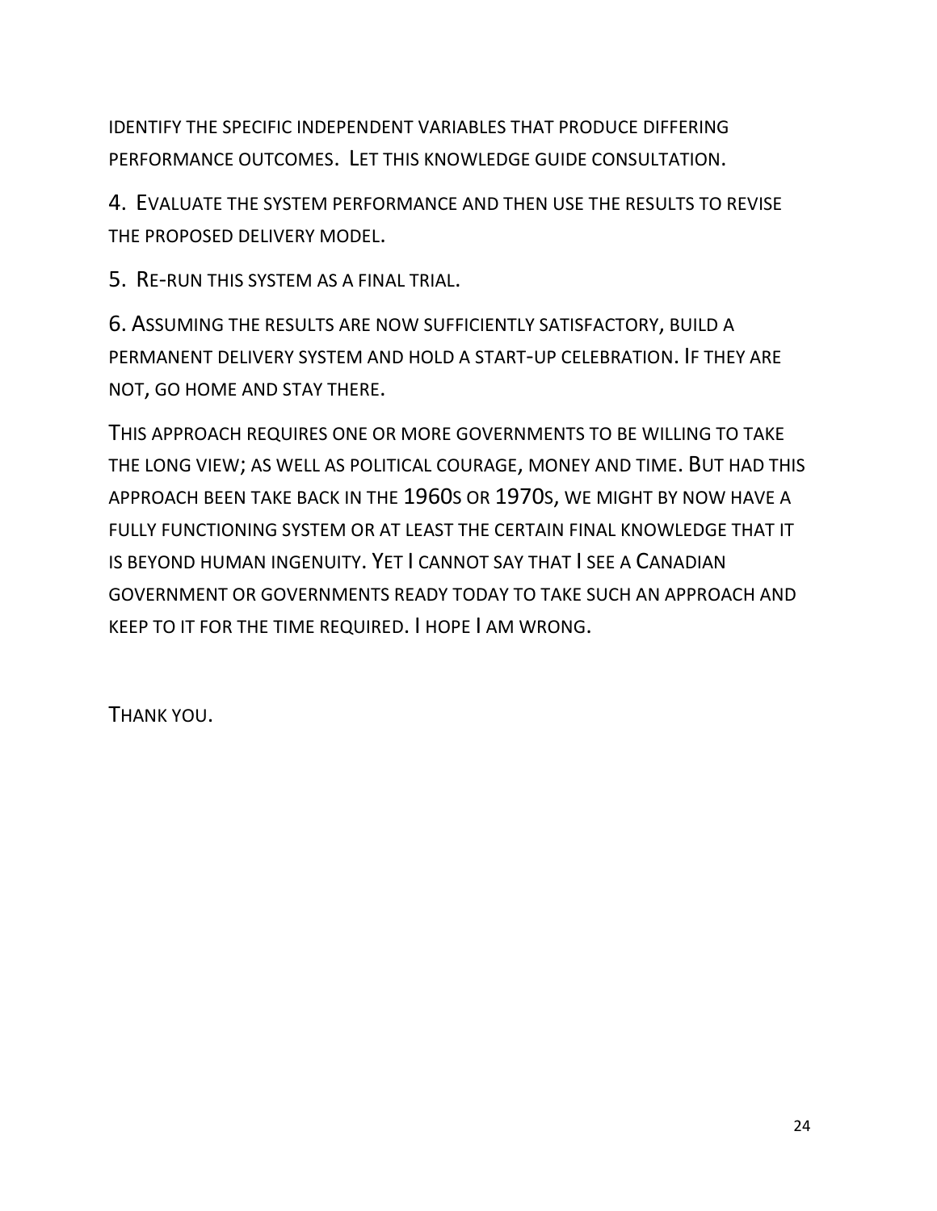IDENTIFY THE SPECIFIC INDEPENDENT VARIABLES THAT PRODUCE DIFFERING PERFORMANCE OUTCOMES. LET THIS KNOWLEDGE GUIDE CONSULTATION.

4. EVALUATE THE SYSTEM PERFORMANCE AND THEN USE THE RESULTS TO REVISE THE PROPOSED DELIVERY MODEL.

5. RE-RUN THIS SYSTEM AS A FINAL TRIAL.

6. ASSUMING THE RESULTS ARE NOW SUFFICIENTLY SATISFACTORY, BUILD A PERMANENT DELIVERY SYSTEM AND HOLD A START-UP CELEBRATION. IF THEY ARE NOT, GO HOME AND STAY THERE.

THIS APPROACH REQUIRES ONE OR MORE GOVERNMENTS TO BE WILLING TO TAKE THE LONG VIEW; AS WELL AS POLITICAL COURAGE, MONEY AND TIME. BUT HAD THIS APPROACH BEEN TAKE BACK IN THE 1960S OR 1970S, WE MIGHT BY NOW HAVE A FULLY FUNCTIONING SYSTEM OR AT LEAST THE CERTAIN FINAL KNOWLEDGE THAT IT IS BEYOND HUMAN INGENUITY. YET I CANNOT SAY THAT I SEE A CANADIAN GOVERNMENT OR GOVERNMENTS READY TODAY TO TAKE SUCH AN APPROACH AND KEEP TO IT FOR THE TIME REQUIRED. I HOPE I AM WRONG.

THANK YOU.